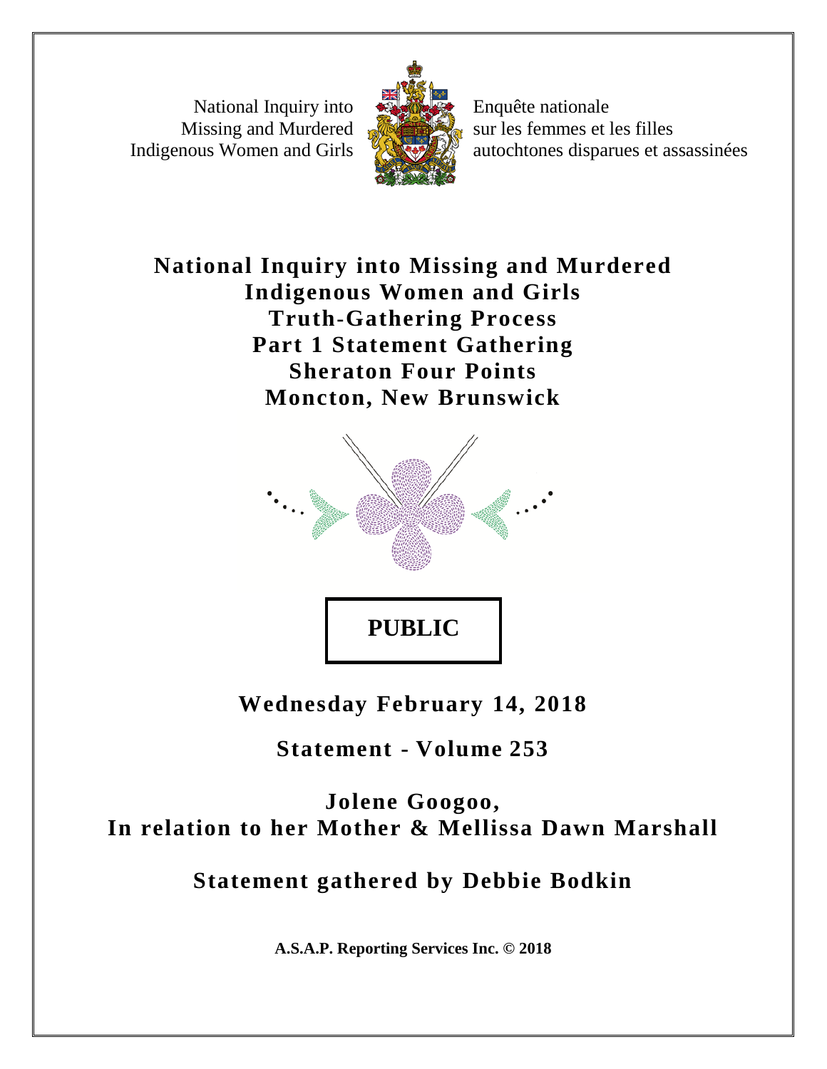National Inquiry into Missing and Murdered Indigenous Women and Girls

Enquête nationale sur les femmes et les filles autochtones disparues et assassinées

# National Inquiry into Missing and Murdered Indigenous Women and Girls Truth-Gathering Process Part 1 Statement Gathering Sheraton Four Points Moncton, New Brunswick

**PUBLIC**

**Wednesday February 14, 2018**

**Statement - Volume 253**

**Jolene Googoo,**
**In relation to her Mother & Mellissa Dawn Marshall**

**Statement gathered by Debbie Bodkin**

**A.S.A.P. Reporting Services Inc. © 2018**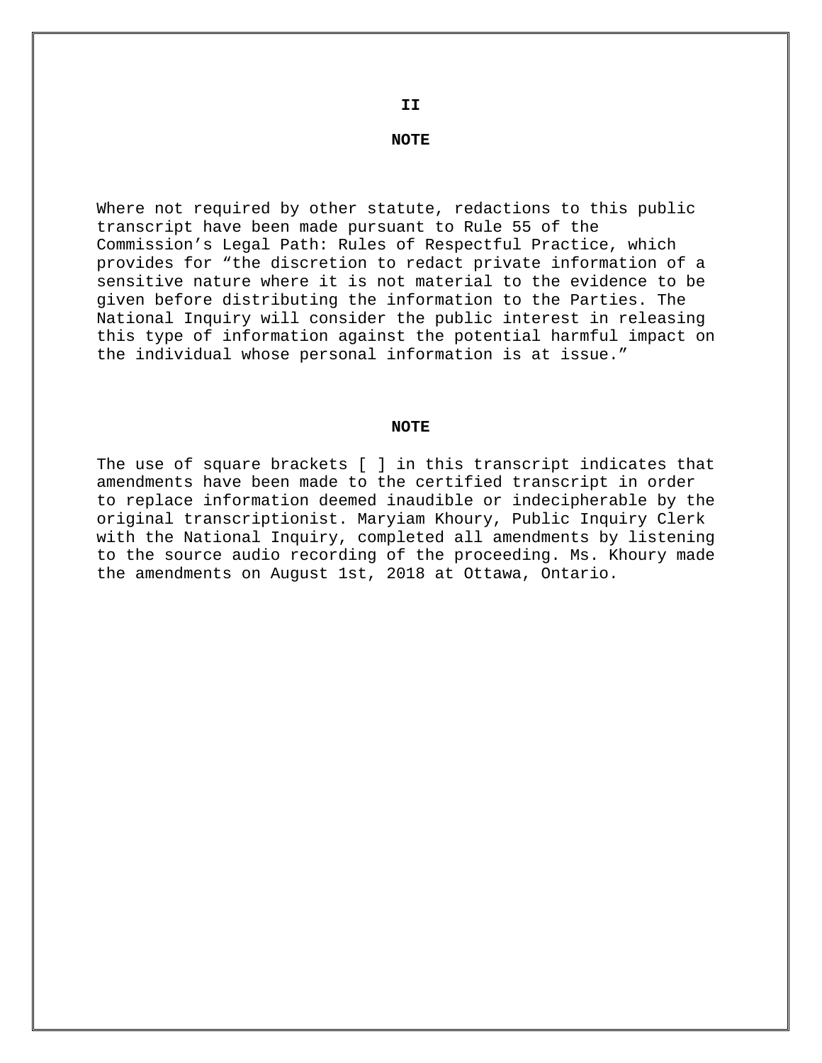## NOTE

Where not required by other statute, redactions to this public transcript have been made pursuant to Rule 55 of the Commission's Legal Path: Rules of Respectful Practice, which provides for "the discretion to redact private information of a sensitive nature where it is not material to the evidence to be given before distributing the information to the Parties. The National Inquiry will consider the public interest in releasing this type of information against the potential harmful impact on the individual whose personal information is at issue."

## NOTE

The use of square brackets [ ] in this transcript indicates that amendments have been made to the certified transcript in order to replace information deemed inaudible or indecipherable by the original transcriptionist. Maryiam Khoury, Public Inquiry Clerk with the National Inquiry, completed all amendments by listening to the source audio recording of the proceeding. Ms. Khoury made the amendments on August 1st, 2018 at Ottawa, Ontario.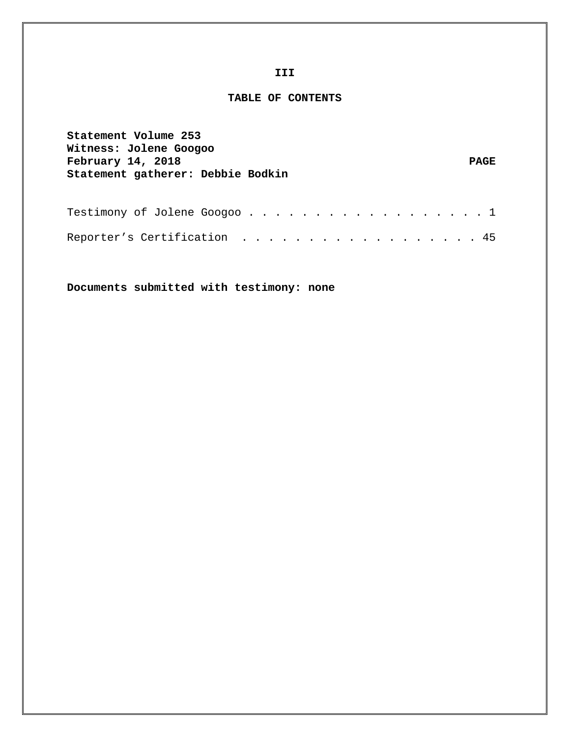**III**

# TABLE OF CONTENTS

**Statement Volume 253**
**Witness: Jolene Googoo**
**February 14, 2018**
**Statement gatherer: Debbie Bodkin**

| | **PAGE** |
|---|---|
| Testimony of Jolene Googoo . . . . . . . . . . . . . . . . . . . | 1 |
| Reporter's Certification . . . . . . . . . . . . . . . . . . . | 45 |

**Documents submitted with testimony: none**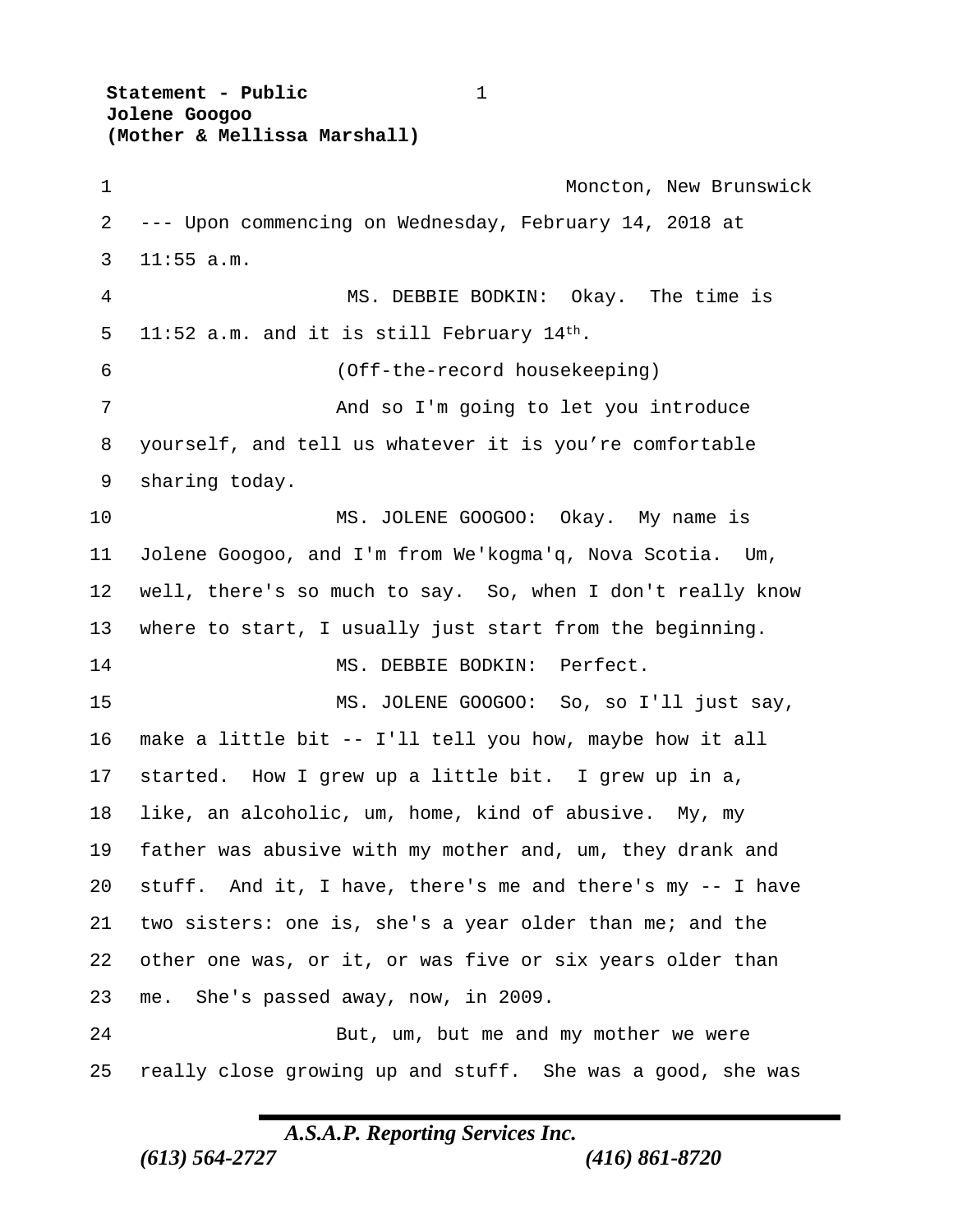Moncton, New Brunswick

--- Upon commencing on Wednesday, February 14, 2018 at 11:55 a.m.

MS. DEBBIE BODKIN: Okay. The time is 11:52 a.m. and it is still February 14th.

(Off-the-record housekeeping)

And so I'm going to let you introduce yourself, and tell us whatever it is you're comfortable sharing today.

MS. JOLENE GOOGOO: Okay. My name is Jolene Googoo, and I'm from We'kogma'q, Nova Scotia. Um, well, there's so much to say. So, when I don't really know where to start, I usually just start from the beginning.

MS. DEBBIE BODKIN: Perfect.

MS. JOLENE GOOGOO: So, so I'll just say, make a little bit -- I'll tell you how, maybe how it all started. How I grew up a little bit. I grew up in a, like, an alcoholic, um, home, kind of abusive. My, my father was abusive with my mother and, um, they drank and stuff. And it, I have, there's me and there's my -- I have two sisters: one is, she's a year older than me; and the other one was, or it, or was five or six years older than me. She's passed away, now, in 2009.

But, um, but me and my mother we were really close growing up and stuff. She was a good, she was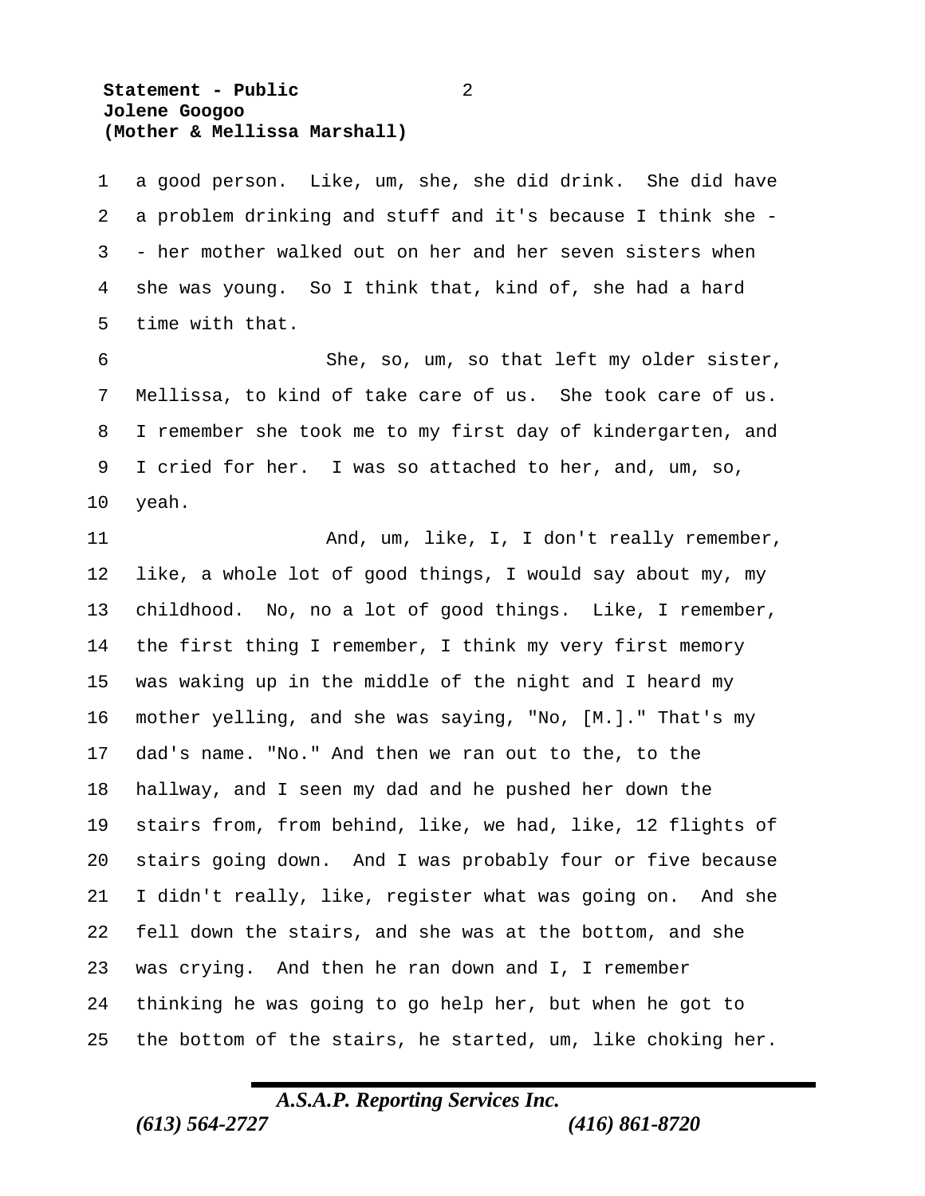a good person. Like, um, she, she did drink. She did have a problem drinking and stuff and it's because I think she -- her mother walked out on her and her seven sisters when she was young. So I think that, kind of, she had a hard time with that.

She, so, um, so that left my older sister, Mellissa, to kind of take care of us. She took care of us. I remember she took me to my first day of kindergarten, and I cried for her. I was so attached to her, and, um, so, yeah.

And, um, like, I, I don't really remember, like, a whole lot of good things, I would say about my, my childhood. No, no a lot of good things. Like, I remember, the first thing I remember, I think my very first memory was waking up in the middle of the night and I heard my mother yelling, and she was saying, "No, [M.]." That's my dad's name. "No." And then we ran out to the, to the hallway, and I seen my dad and he pushed her down the stairs from, from behind, like, we had, like, 12 flights of stairs going down. And I was probably four or five because I didn't really, like, register what was going on. And she fell down the stairs, and she was at the bottom, and she was crying. And then he ran down and I, I remember thinking he was going to go help her, but when he got to the bottom of the stairs, he started, um, like choking her.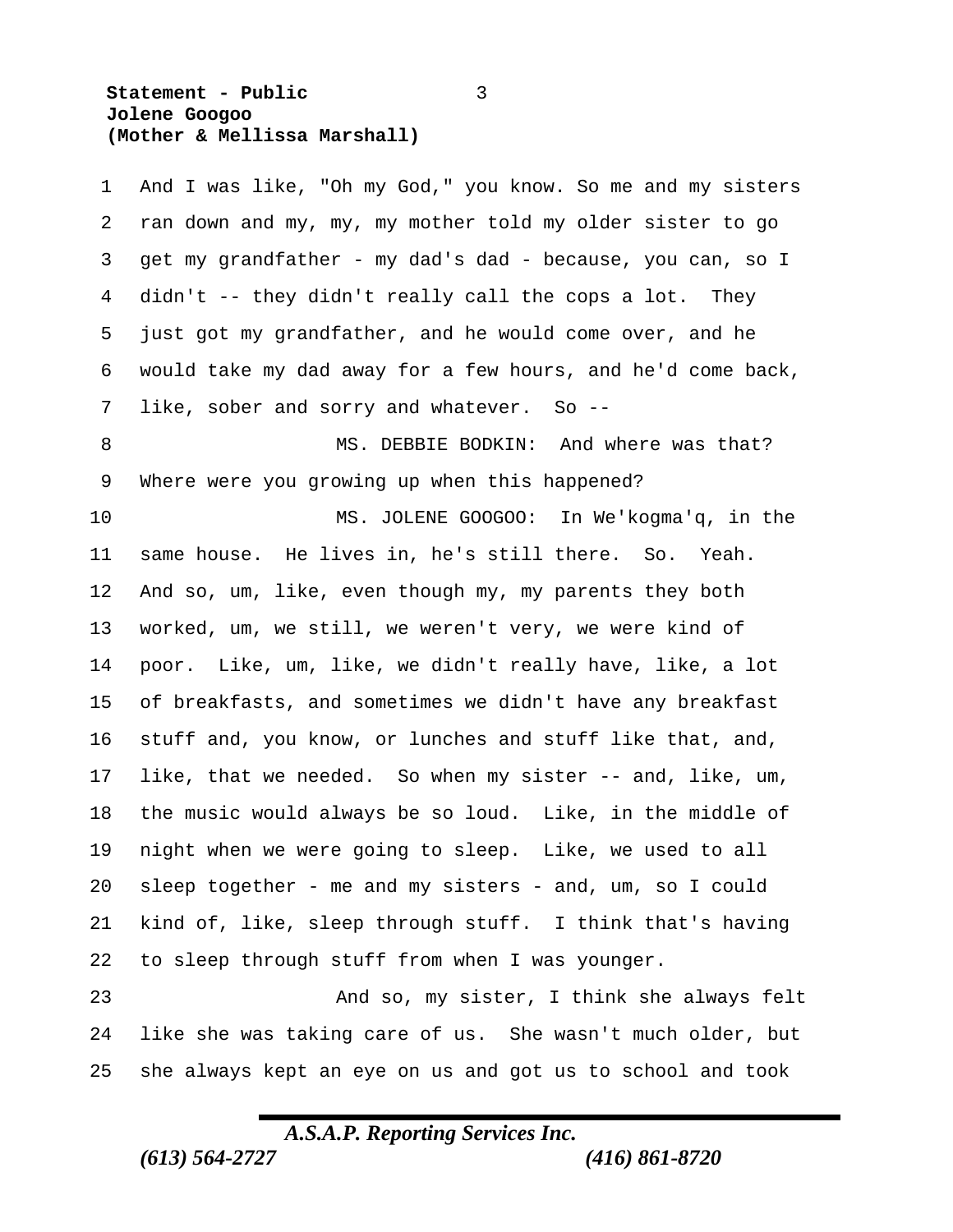And I was like, "Oh my God," you know. So me and my sisters ran down and my, my, my mother told my older sister to go get my grandfather - my dad's dad - because, you can, so I didn't -- they didn't really call the cops a lot. They just got my grandfather, and he would come over, and he would take my dad away for a few hours, and he'd come back, like, sober and sorry and whatever. So --

MS. DEBBIE BODKIN: And where was that? Where were you growing up when this happened?

MS. JOLENE GOOGOO: In We'kogma'q, in the same house. He lives in, he's still there. So. Yeah. And so, um, like, even though my, my parents they both worked, um, we still, we weren't very, we were kind of poor. Like, um, like, we didn't really have, like, a lot of breakfasts, and sometimes we didn't have any breakfast stuff and, you know, or lunches and stuff like that, and, like, that we needed. So when my sister -- and, like, um, the music would always be so loud. Like, in the middle of night when we were going to sleep. Like, we used to all sleep together - me and my sisters - and, um, so I could kind of, like, sleep through stuff. I think that's having to sleep through stuff from when I was younger.

And so, my sister, I think she always felt like she was taking care of us. She wasn't much older, but she always kept an eye on us and got us to school and took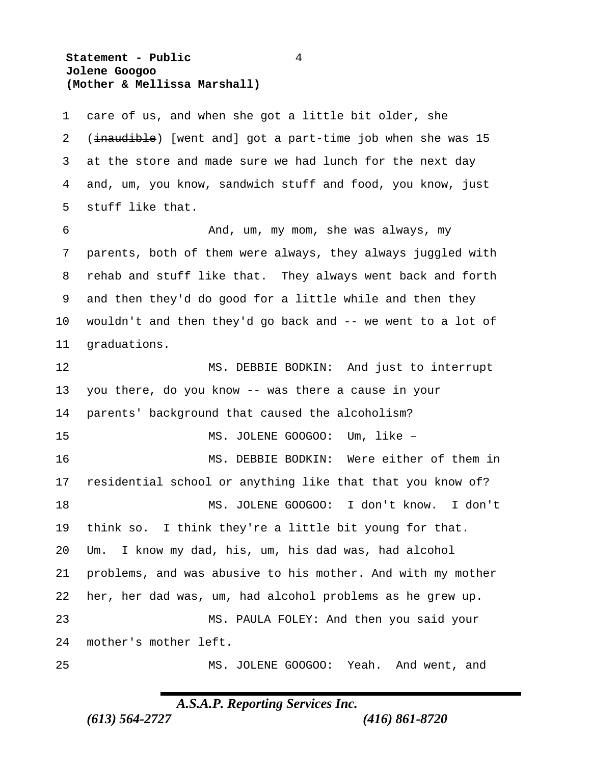care of us, and when she got a little bit older, she (~~inaudible~~) [went and] got a part-time job when she was 15 at the store and made sure we had lunch for the next day and, um, you know, sandwich stuff and food, you know, just stuff like that.

And, um, my mom, she was always, my parents, both of them were always, they always juggled with rehab and stuff like that. They always went back and forth and then they'd do good for a little while and then they wouldn't and then they'd go back and -- we went to a lot of graduations.

MS. DEBBIE BODKIN: And just to interrupt you there, do you know -- was there a cause in your parents' background that caused the alcoholism?

MS. JOLENE GOOGOO: Um, like –

MS. DEBBIE BODKIN: Were either of them in residential school or anything like that that you know of?

MS. JOLENE GOOGOO: I don't know. I don't think so. I think they're a little bit young for that. Um. I know my dad, his, um, his dad was, had alcohol problems, and was abusive to his mother. And with my mother her, her dad was, um, had alcohol problems as he grew up.

MS. PAULA FOLEY: And then you said your mother's mother left.

MS. JOLENE GOOGOO: Yeah. And went, and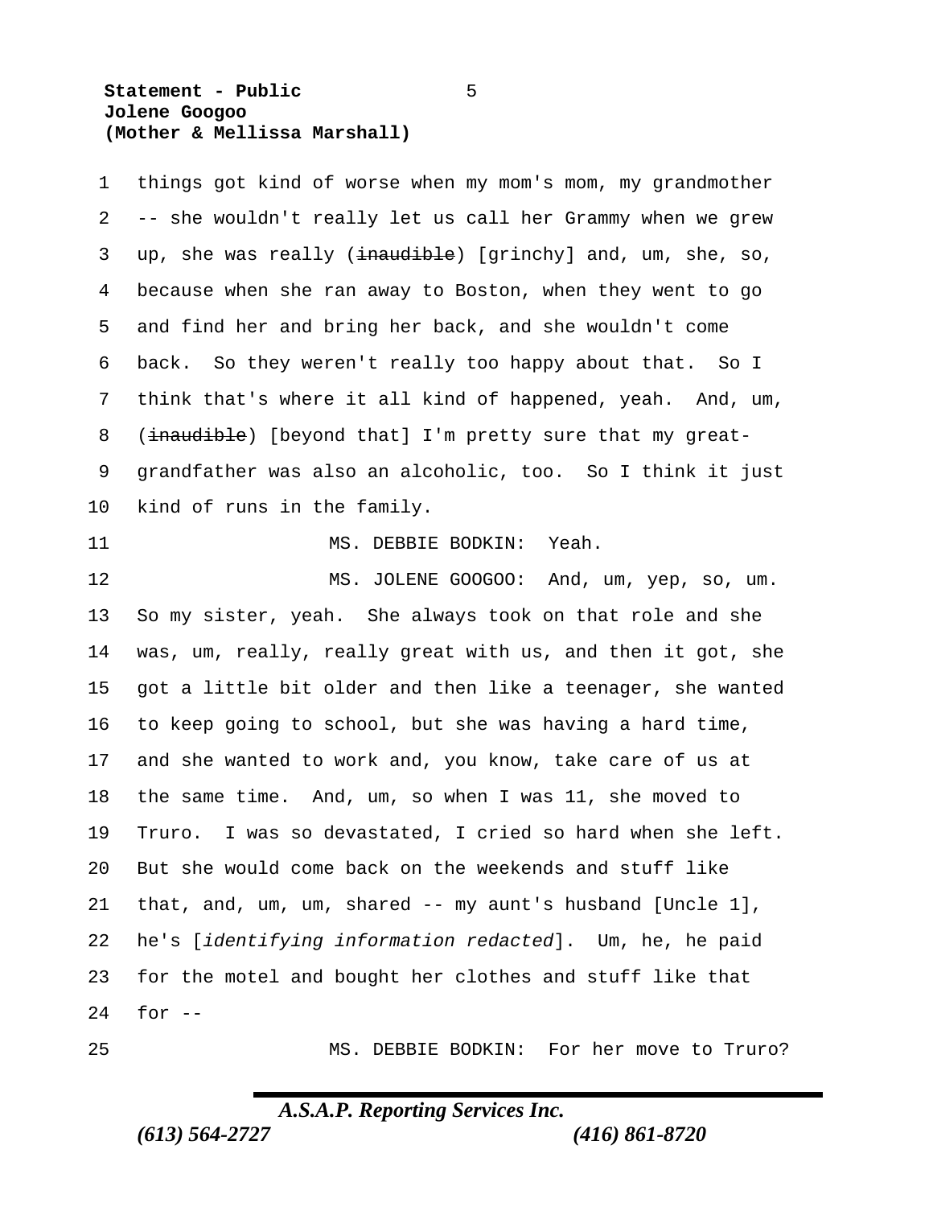things got kind of worse when my mom's mom, my grandmother -- she wouldn't really let us call her Grammy when we grew up, she was really (~~inaudible~~) [grinchy] and, um, she, so, because when she ran away to Boston, when they went to go and find her and bring her back, and she wouldn't come back. So they weren't really too happy about that. So I think that's where it all kind of happened, yeah. And, um, (~~inaudible~~) [beyond that] I'm pretty sure that my great-grandfather was also an alcoholic, too. So I think it just kind of runs in the family.

MS. DEBBIE BODKIN: Yeah.

MS. JOLENE GOOGOO: And, um, yep, so, um. So my sister, yeah. She always took on that role and she was, um, really, really great with us, and then it got, she got a little bit older and then like a teenager, she wanted to keep going to school, but she was having a hard time, and she wanted to work and, you know, take care of us at the same time. And, um, so when I was 11, she moved to Truro. I was so devastated, I cried so hard when she left. But she would come back on the weekends and stuff like that, and, um, um, shared -- my aunt's husband [Uncle 1], he's [*identifying information redacted*]. Um, he, he paid for the motel and bought her clothes and stuff like that for --

MS. DEBBIE BODKIN: For her move to Truro?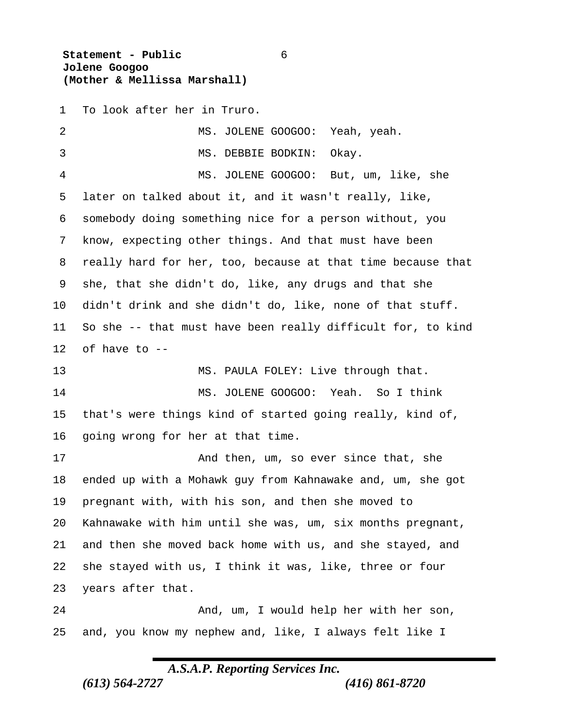To look after her in Truro.

MS. JOLENE GOOGOO: Yeah, yeah.

MS. DEBBIE BODKIN: Okay.

MS. JOLENE GOOGOO: But, um, like, she later on talked about it, and it wasn't really, like, somebody doing something nice for a person without, you know, expecting other things. And that must have been really hard for her, too, because at that time because that she, that she didn't do, like, any drugs and that she didn't drink and she didn't do, like, none of that stuff. So she -- that must have been really difficult for, to kind of have to --

MS. PAULA FOLEY: Live through that.

MS. JOLENE GOOGOO: Yeah. So I think that's were things kind of started going really, kind of, going wrong for her at that time.

And then, um, so ever since that, she ended up with a Mohawk guy from Kahnawake and, um, she got pregnant with, with his son, and then she moved to Kahnawake with him until she was, um, six months pregnant, and then she moved back home with us, and she stayed, and she stayed with us, I think it was, like, three or four years after that.

And, um, I would help her with her son, and, you know my nephew and, like, I always felt like I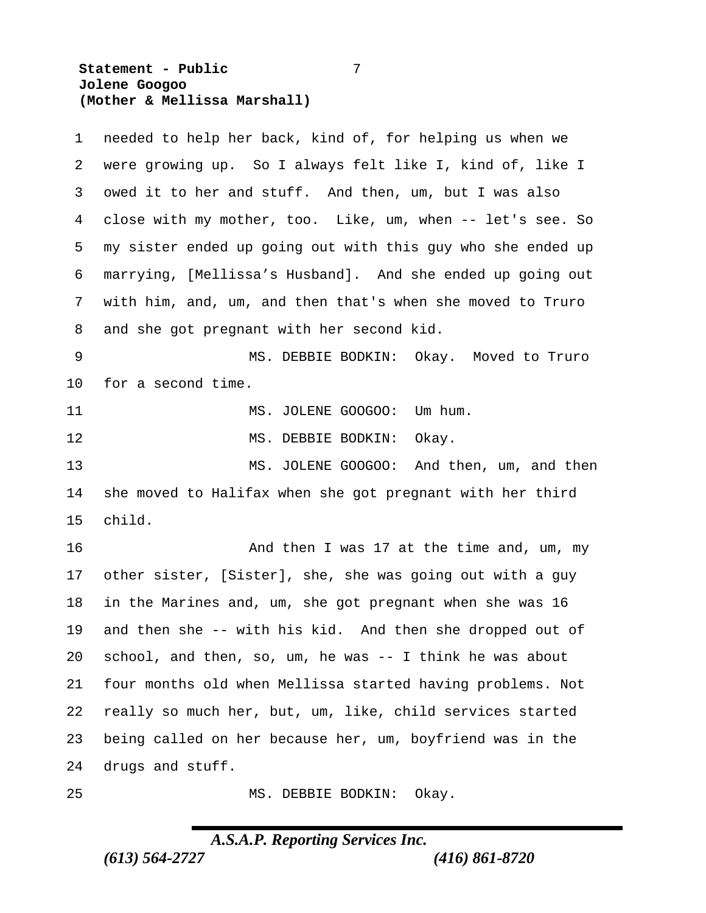needed to help her back, kind of, for helping us when we were growing up. So I always felt like I, kind of, like I owed it to her and stuff. And then, um, but I was also close with my mother, too. Like, um, when -- let's see. So my sister ended up going out with this guy who she ended up marrying, [Mellissa's Husband]. And she ended up going out with him, and, um, and then that's when she moved to Truro and she got pregnant with her second kid.

MS. DEBBIE BODKIN: Okay. Moved to Truro for a second time.

MS. JOLENE GOOGOO: Um hum.

MS. DEBBIE BODKIN: Okay.

MS. JOLENE GOOGOO: And then, um, and then she moved to Halifax when she got pregnant with her third child.

And then I was 17 at the time and, um, my other sister, [Sister], she, she was going out with a guy in the Marines and, um, she got pregnant when she was 16 and then she -- with his kid. And then she dropped out of school, and then, so, um, he was -- I think he was about four months old when Mellissa started having problems. Not really so much her, but, um, like, child services started being called on her because her, um, boyfriend was in the drugs and stuff.

MS. DEBBIE BODKIN: Okay.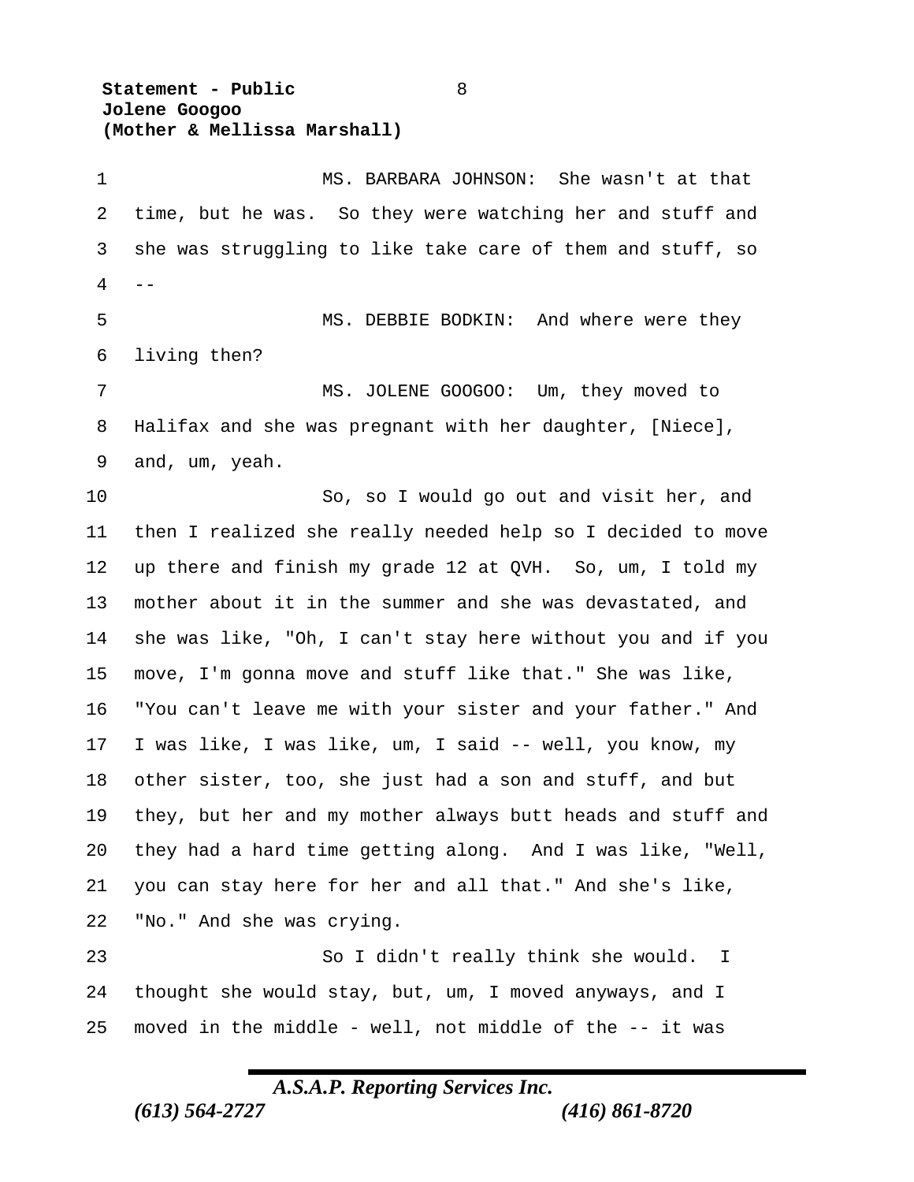MS. BARBARA JOHNSON: She wasn't at that time, but he was. So they were watching her and stuff and she was struggling to like take care of them and stuff, so --

MS. DEBBIE BODKIN: And where were they living then?

MS. JOLENE GOOGOO: Um, they moved to Halifax and she was pregnant with her daughter, [Niece], and, um, yeah.

So, so I would go out and visit her, and then I realized she really needed help so I decided to move up there and finish my grade 12 at QVH. So, um, I told my mother about it in the summer and she was devastated, and she was like, "Oh, I can't stay here without you and if you move, I'm gonna move and stuff like that." She was like, "You can't leave me with your sister and your father." And I was like, I was like, um, I said -- well, you know, my other sister, too, she just had a son and stuff, and but they, but her and my mother always butt heads and stuff and they had a hard time getting along. And I was like, "Well, you can stay here for her and all that." And she's like, "No." And she was crying.

So I didn't really think she would. I thought she would stay, but, um, I moved anyways, and I moved in the middle - well, not middle of the -- it was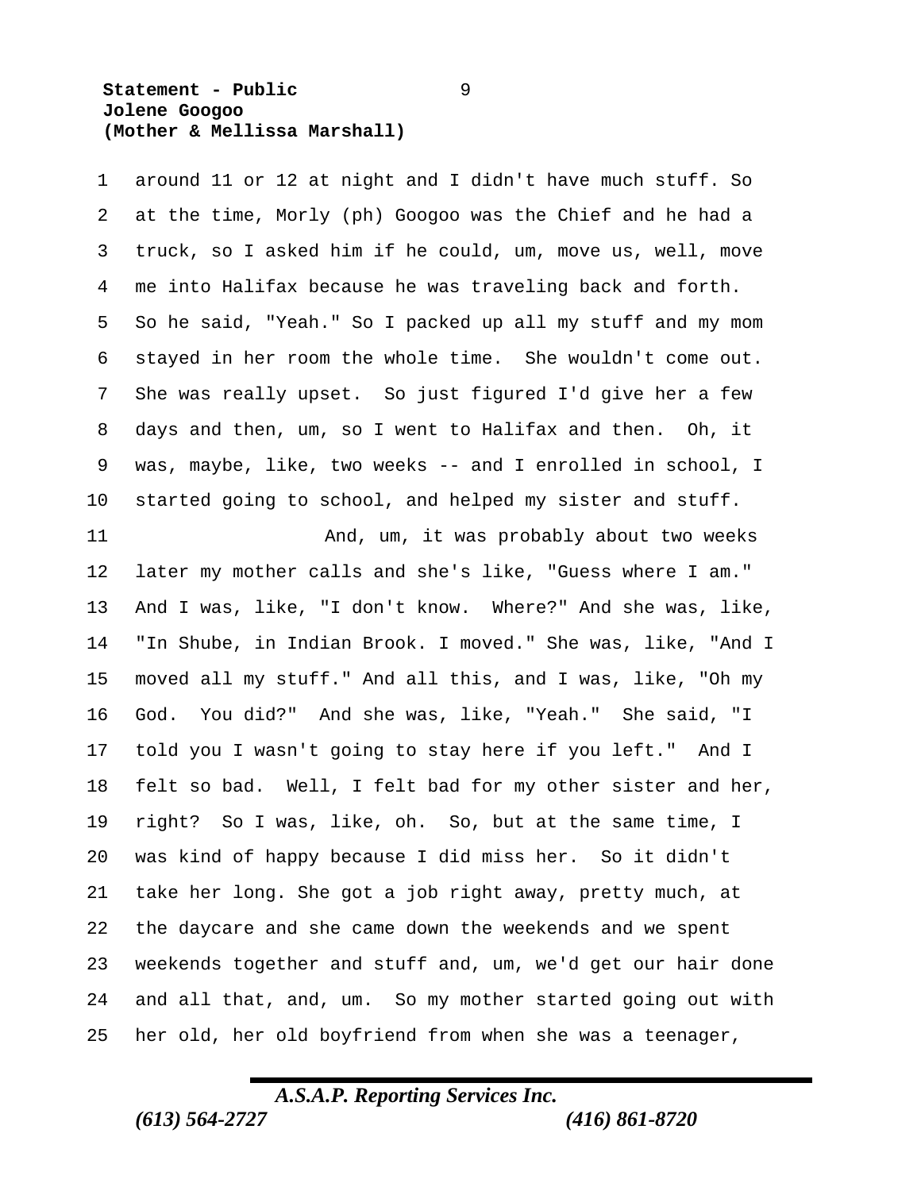around 11 or 12 at night and I didn't have much stuff. So at the time, Morly (ph) Googoo was the Chief and he had a truck, so I asked him if he could, um, move us, well, move me into Halifax because he was traveling back and forth. So he said, "Yeah." So I packed up all my stuff and my mom stayed in her room the whole time. She wouldn't come out. She was really upset. So just figured I'd give her a few days and then, um, so I went to Halifax and then. Oh, it was, maybe, like, two weeks -- and I enrolled in school, I started going to school, and helped my sister and stuff.

And, um, it was probably about two weeks later my mother calls and she's like, "Guess where I am." And I was, like, "I don't know. Where?" And she was, like, "In Shube, in Indian Brook. I moved." She was, like, "And I moved all my stuff." And all this, and I was, like, "Oh my God. You did?" And she was, like, "Yeah." She said, "I told you I wasn't going to stay here if you left." And I felt so bad. Well, I felt bad for my other sister and her, right? So I was, like, oh. So, but at the same time, I was kind of happy because I did miss her. So it didn't take her long. She got a job right away, pretty much, at the daycare and she came down the weekends and we spent weekends together and stuff and, um, we'd get our hair done and all that, and, um. So my mother started going out with her old, her old boyfriend from when she was a teenager,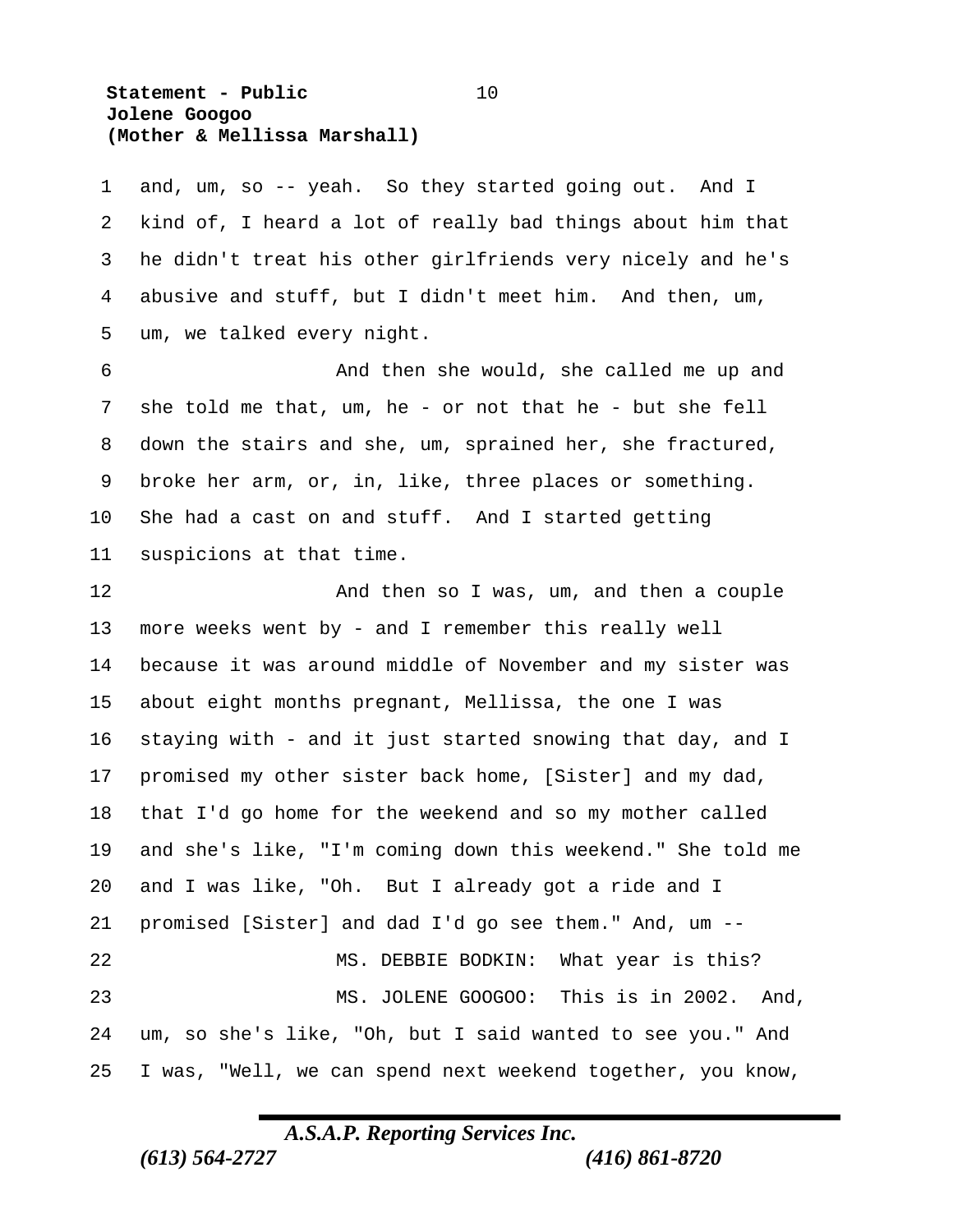and, um, so -- yeah. So they started going out. And I kind of, I heard a lot of really bad things about him that he didn't treat his other girlfriends very nicely and he's abusive and stuff, but I didn't meet him. And then, um, um, we talked every night.

And then she would, she called me up and she told me that, um, he - or not that he - but she fell down the stairs and she, um, sprained her, she fractured, broke her arm, or, in, like, three places or something. She had a cast on and stuff. And I started getting suspicions at that time.

And then so I was, um, and then a couple more weeks went by - and I remember this really well because it was around middle of November and my sister was about eight months pregnant, Mellissa, the one I was staying with - and it just started snowing that day, and I promised my other sister back home, [Sister] and my dad, that I'd go home for the weekend and so my mother called and she's like, "I'm coming down this weekend." She told me and I was like, "Oh. But I already got a ride and I promised [Sister] and dad I'd go see them." And, um --

MS. DEBBIE BODKIN: What year is this?

MS. JOLENE GOOGOO: This is in 2002. And, um, so she's like, "Oh, but I said wanted to see you." And I was, "Well, we can spend next weekend together, you know,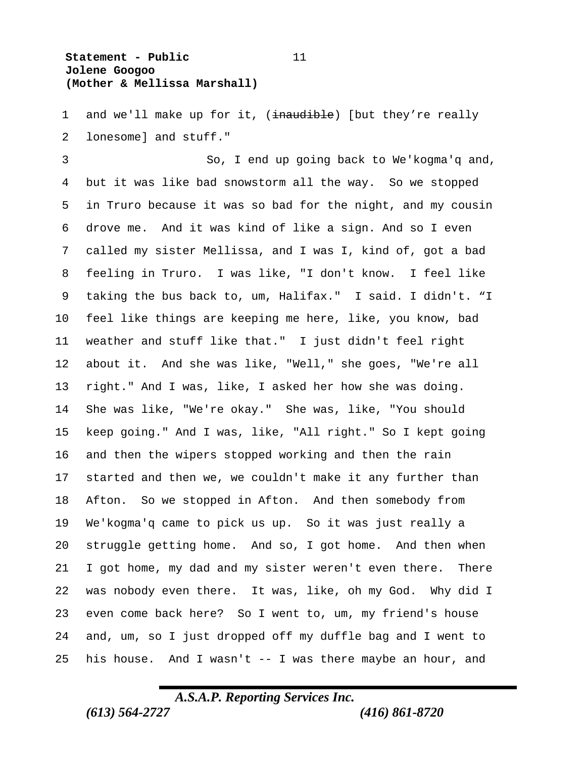and we'll make up for it, (~~inaudible~~) [but they’re really lonesome] and stuff."

So, I end up going back to We'kogma'q and, but it was like bad snowstorm all the way. So we stopped in Truro because it was so bad for the night, and my cousin drove me. And it was kind of like a sign. And so I even called my sister Mellissa, and I was I, kind of, got a bad feeling in Truro. I was like, "I don't know. I feel like taking the bus back to, um, Halifax." I said. I didn't. “I feel like things are keeping me here, like, you know, bad weather and stuff like that." I just didn't feel right about it. And she was like, "Well," she goes, "We're all right." And I was, like, I asked her how she was doing. She was like, "We're okay." She was, like, "You should keep going." And I was, like, "All right." So I kept going and then the wipers stopped working and then the rain started and then we, we couldn't make it any further than Afton. So we stopped in Afton. And then somebody from We'kogma'q came to pick us up. So it was just really a struggle getting home. And so, I got home. And then when I got home, my dad and my sister weren't even there. There was nobody even there. It was, like, oh my God. Why did I even come back here? So I went to, um, my friend's house and, um, so I just dropped off my duffle bag and I went to his house. And I wasn't -- I was there maybe an hour, and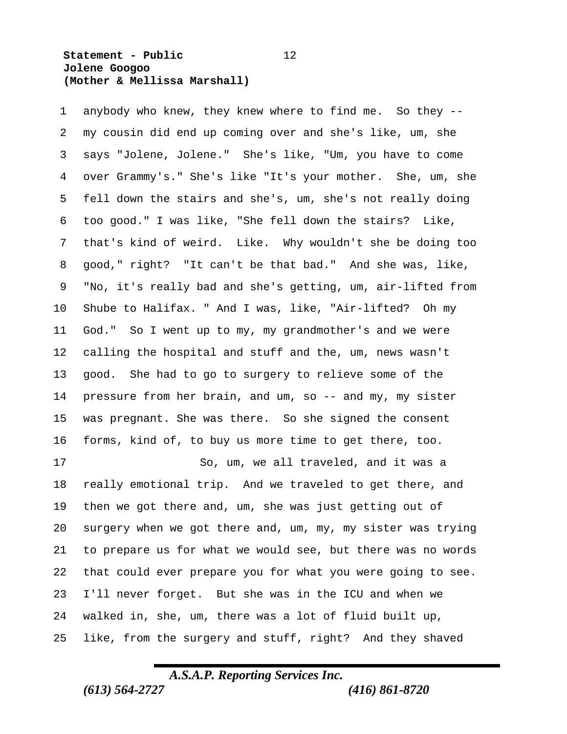anybody who knew, they knew where to find me. So they -- my cousin did end up coming over and she's like, um, she says "Jolene, Jolene." She's like, "Um, you have to come over Grammy's." She's like "It's your mother. She, um, she fell down the stairs and she's, um, she's not really doing too good." I was like, "She fell down the stairs? Like, that's kind of weird. Like. Why wouldn't she be doing too good," right? "It can't be that bad." And she was, like, "No, it's really bad and she's getting, um, air-lifted from Shube to Halifax. " And I was, like, "Air-lifted? Oh my God." So I went up to my, my grandmother's and we were calling the hospital and stuff and the, um, news wasn't good. She had to go to surgery to relieve some of the pressure from her brain, and um, so -- and my, my sister was pregnant. She was there. So she signed the consent forms, kind of, to buy us more time to get there, too.

So, um, we all traveled, and it was a really emotional trip. And we traveled to get there, and then we got there and, um, she was just getting out of surgery when we got there and, um, my, my sister was trying to prepare us for what we would see, but there was no words that could ever prepare you for what you were going to see. I'll never forget. But she was in the ICU and when we walked in, she, um, there was a lot of fluid built up, like, from the surgery and stuff, right? And they shaved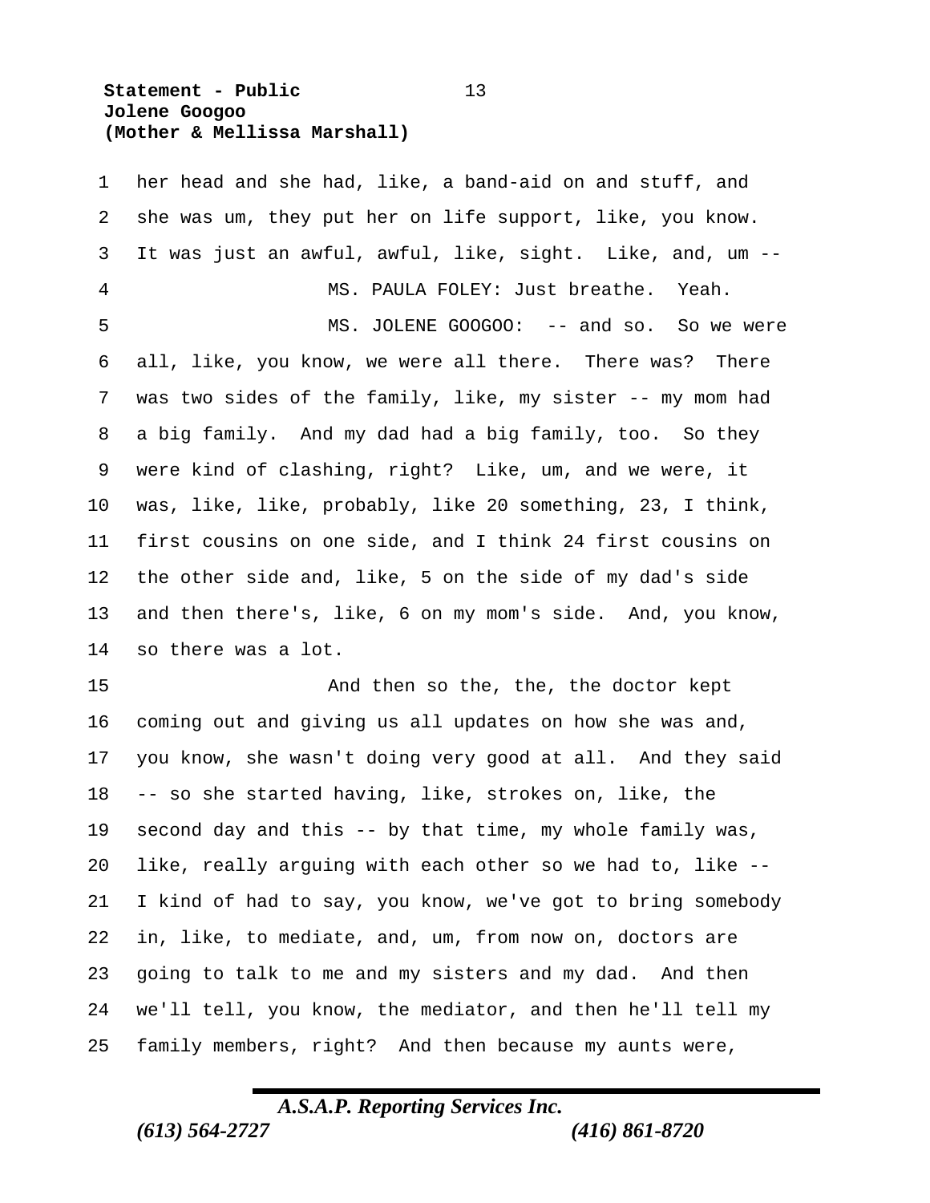her head and she had, like, a band-aid on and stuff, and she was um, they put her on life support, like, you know. It was just an awful, awful, like, sight. Like, and, um --

MS. PAULA FOLEY: Just breathe. Yeah.

MS. JOLENE GOOGOO: -- and so. So we were all, like, you know, we were all there. There was? There was two sides of the family, like, my sister -- my mom had a big family. And my dad had a big family, too. So they were kind of clashing, right? Like, um, and we were, it was, like, like, probably, like 20 something, 23, I think, first cousins on one side, and I think 24 first cousins on the other side and, like, 5 on the side of my dad's side and then there's, like, 6 on my mom's side. And, you know, so there was a lot.

And then so the, the, the doctor kept coming out and giving us all updates on how she was and, you know, she wasn't doing very good at all. And they said -- so she started having, like, strokes on, like, the second day and this -- by that time, my whole family was, like, really arguing with each other so we had to, like -- I kind of had to say, you know, we've got to bring somebody in, like, to mediate, and, um, from now on, doctors are going to talk to me and my sisters and my dad. And then we'll tell, you know, the mediator, and then he'll tell my family members, right? And then because my aunts were,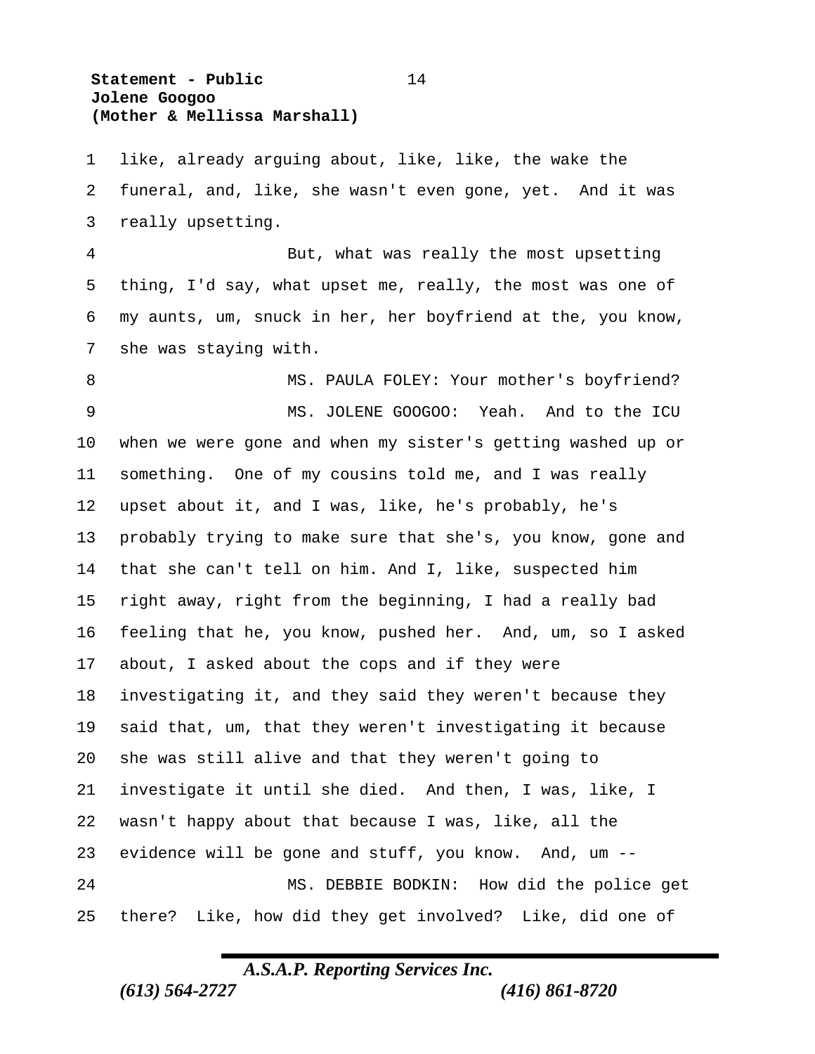like, already arguing about, like, like, the wake the funeral, and, like, she wasn't even gone, yet. And it was really upsetting.

But, what was really the most upsetting thing, I'd say, what upset me, really, the most was one of my aunts, um, snuck in her, her boyfriend at the, you know, she was staying with.

MS. PAULA FOLEY: Your mother's boyfriend?

MS. JOLENE GOOGOO: Yeah. And to the ICU when we were gone and when my sister's getting washed up or something. One of my cousins told me, and I was really upset about it, and I was, like, he's probably, he's probably trying to make sure that she's, you know, gone and that she can't tell on him. And I, like, suspected him right away, right from the beginning, I had a really bad feeling that he, you know, pushed her. And, um, so I asked about, I asked about the cops and if they were investigating it, and they said they weren't because they said that, um, that they weren't investigating it because she was still alive and that they weren't going to investigate it until she died. And then, I was, like, I wasn't happy about that because I was, like, all the evidence will be gone and stuff, you know. And, um --

MS. DEBBIE BODKIN: How did the police get there? Like, how did they get involved? Like, did one of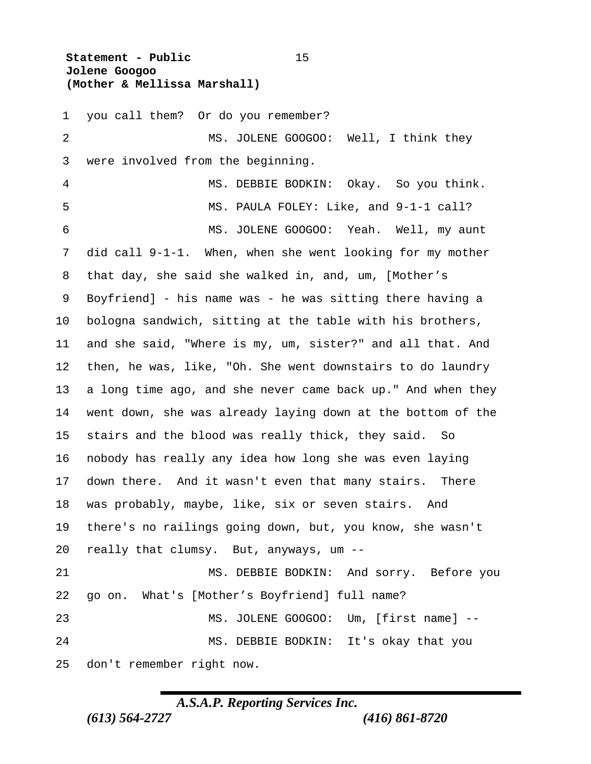you call them? Or do you remember?

MS. JOLENE GOOGOO: Well, I think they were involved from the beginning.

MS. DEBBIE BODKIN: Okay. So you think.

MS. PAULA FOLEY: Like, and 9-1-1 call?

MS. JOLENE GOOGOO: Yeah. Well, my aunt did call 9-1-1. When, when she went looking for my mother that day, she said she walked in, and, um, [Mother's Boyfriend] - his name was - he was sitting there having a bologna sandwich, sitting at the table with his brothers, and she said, "Where is my, um, sister?" and all that. And then, he was, like, "Oh. She went downstairs to do laundry a long time ago, and she never came back up." And when they went down, she was already laying down at the bottom of the stairs and the blood was really thick, they said. So nobody has really any idea how long she was even laying down there. And it wasn't even that many stairs. There was probably, maybe, like, six or seven stairs. And there's no railings going down, but, you know, she wasn't really that clumsy. But, anyways, um --

MS. DEBBIE BODKIN: And sorry. Before you go on. What's [Mother's Boyfriend] full name?

MS. JOLENE GOOGOO: Um, [first name] --

MS. DEBBIE BODKIN: It's okay that you don't remember right now.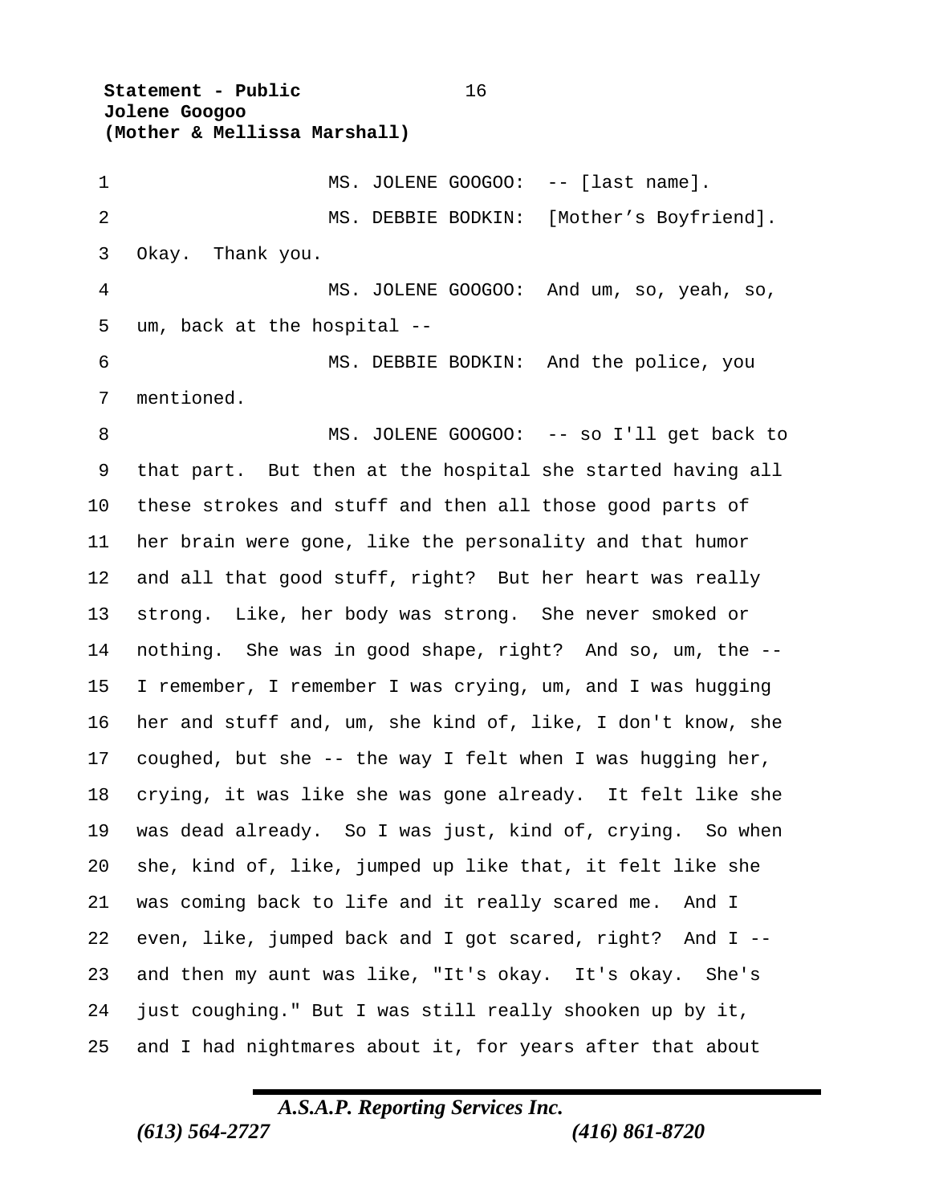MS. JOLENE GOOGOO: -- [last name].

MS. DEBBIE BODKIN: [Mother’s Boyfriend]. Okay. Thank you.

MS. JOLENE GOOGOO: And um, so, yeah, so, um, back at the hospital --

MS. DEBBIE BODKIN: And the police, you mentioned.

MS. JOLENE GOOGOO: -- so I'll get back to that part. But then at the hospital she started having all these strokes and stuff and then all those good parts of her brain were gone, like the personality and that humor and all that good stuff, right? But her heart was really strong. Like, her body was strong. She never smoked or nothing. She was in good shape, right? And so, um, the -- I remember, I remember I was crying, um, and I was hugging her and stuff and, um, she kind of, like, I don't know, she coughed, but she -- the way I felt when I was hugging her, crying, it was like she was gone already. It felt like she was dead already. So I was just, kind of, crying. So when she, kind of, like, jumped up like that, it felt like she was coming back to life and it really scared me. And I even, like, jumped back and I got scared, right? And I -- and then my aunt was like, "It's okay. It's okay. She's just coughing." But I was still really shooken up by it, and I had nightmares about it, for years after that about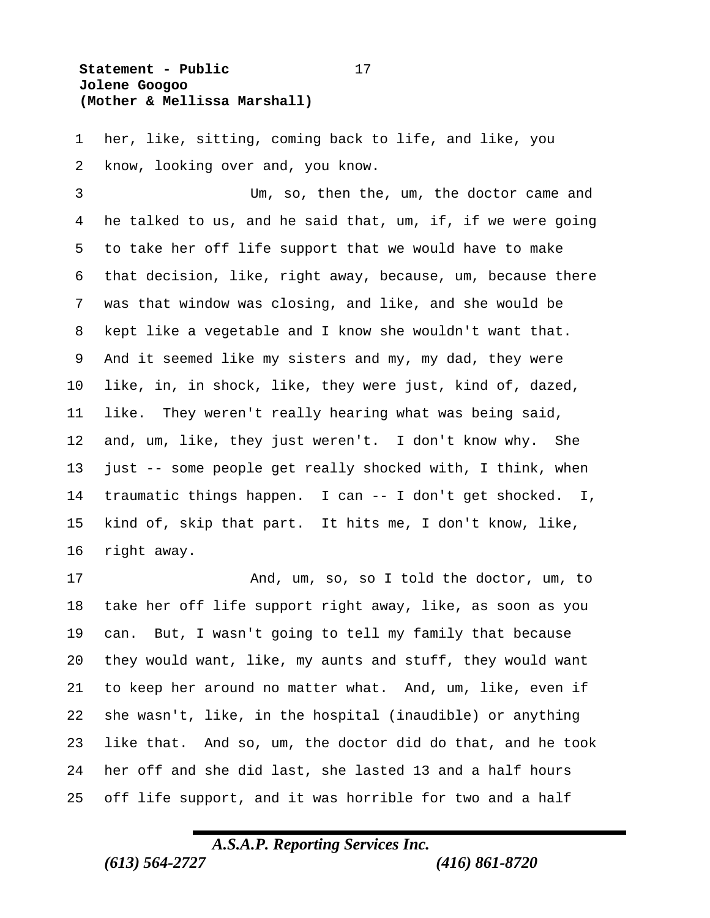her, like, sitting, coming back to life, and like, you know, looking over and, you know.

Um, so, then the, um, the doctor came and he talked to us, and he said that, um, if, if we were going to take her off life support that we would have to make that decision, like, right away, because, um, because there was that window was closing, and like, and she would be kept like a vegetable and I know she wouldn't want that. And it seemed like my sisters and my, my dad, they were like, in, in shock, like, they were just, kind of, dazed, like. They weren't really hearing what was being said, and, um, like, they just weren't. I don't know why. She just -- some people get really shocked with, I think, when traumatic things happen. I can -- I don't get shocked. I, kind of, skip that part. It hits me, I don't know, like, right away.

And, um, so, so I told the doctor, um, to take her off life support right away, like, as soon as you can. But, I wasn't going to tell my family that because they would want, like, my aunts and stuff, they would want to keep her around no matter what. And, um, like, even if she wasn't, like, in the hospital (inaudible) or anything like that. And so, um, the doctor did do that, and he took her off and she did last, she lasted 13 and a half hours off life support, and it was horrible for two and a half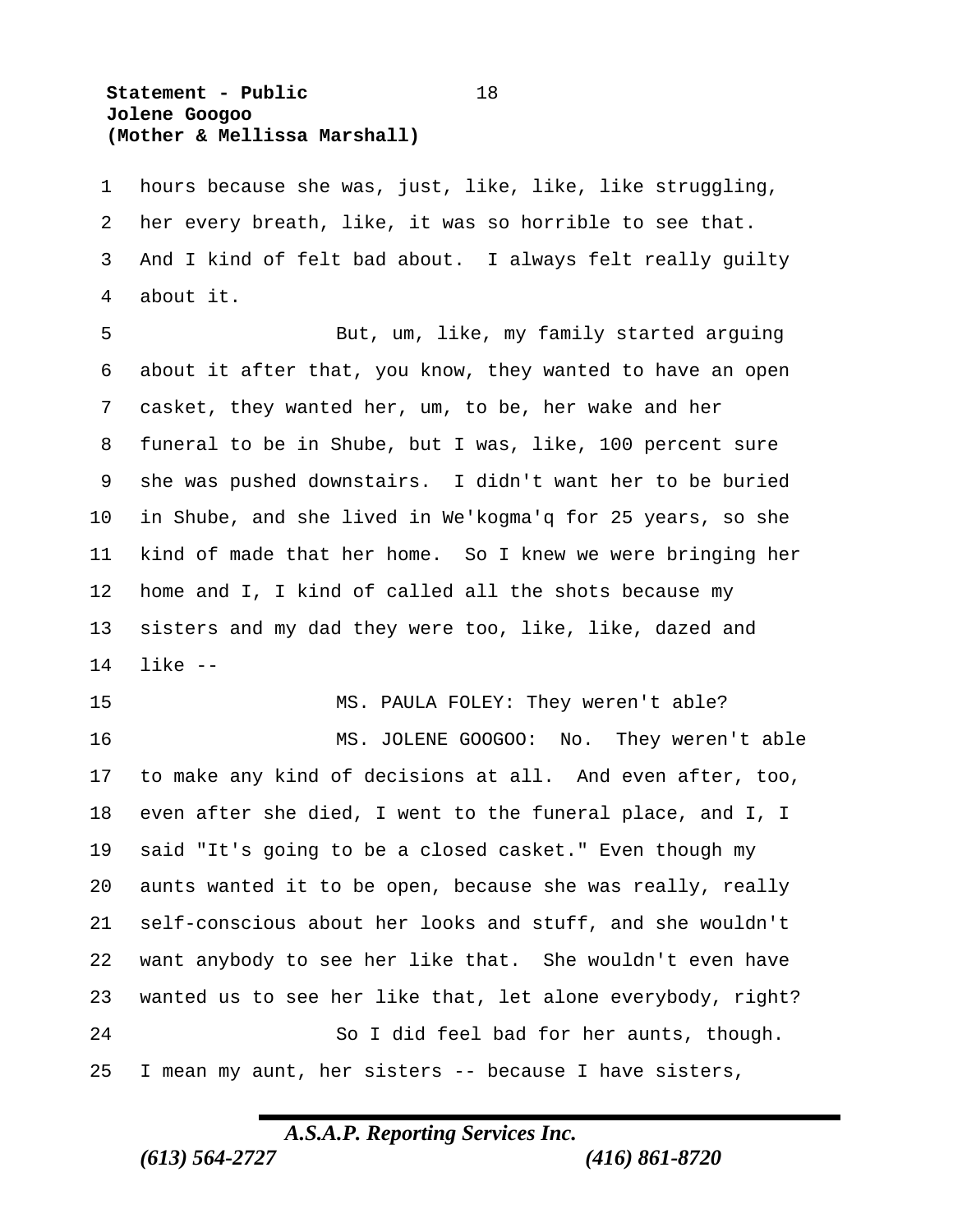hours because she was, just, like, like, like struggling, her every breath, like, it was so horrible to see that. And I kind of felt bad about. I always felt really guilty about it.

But, um, like, my family started arguing about it after that, you know, they wanted to have an open casket, they wanted her, um, to be, her wake and her funeral to be in Shube, but I was, like, 100 percent sure she was pushed downstairs. I didn't want her to be buried in Shube, and she lived in We'kogma'q for 25 years, so she kind of made that her home. So I knew we were bringing her home and I, I kind of called all the shots because my sisters and my dad they were too, like, like, dazed and like --

MS. PAULA FOLEY: They weren't able?

MS. JOLENE GOOGOO: No. They weren't able to make any kind of decisions at all. And even after, too, even after she died, I went to the funeral place, and I, I said "It's going to be a closed casket." Even though my aunts wanted it to be open, because she was really, really self-conscious about her looks and stuff, and she wouldn't want anybody to see her like that. She wouldn't even have wanted us to see her like that, let alone everybody, right?

So I did feel bad for her aunts, though. I mean my aunt, her sisters -- because I have sisters,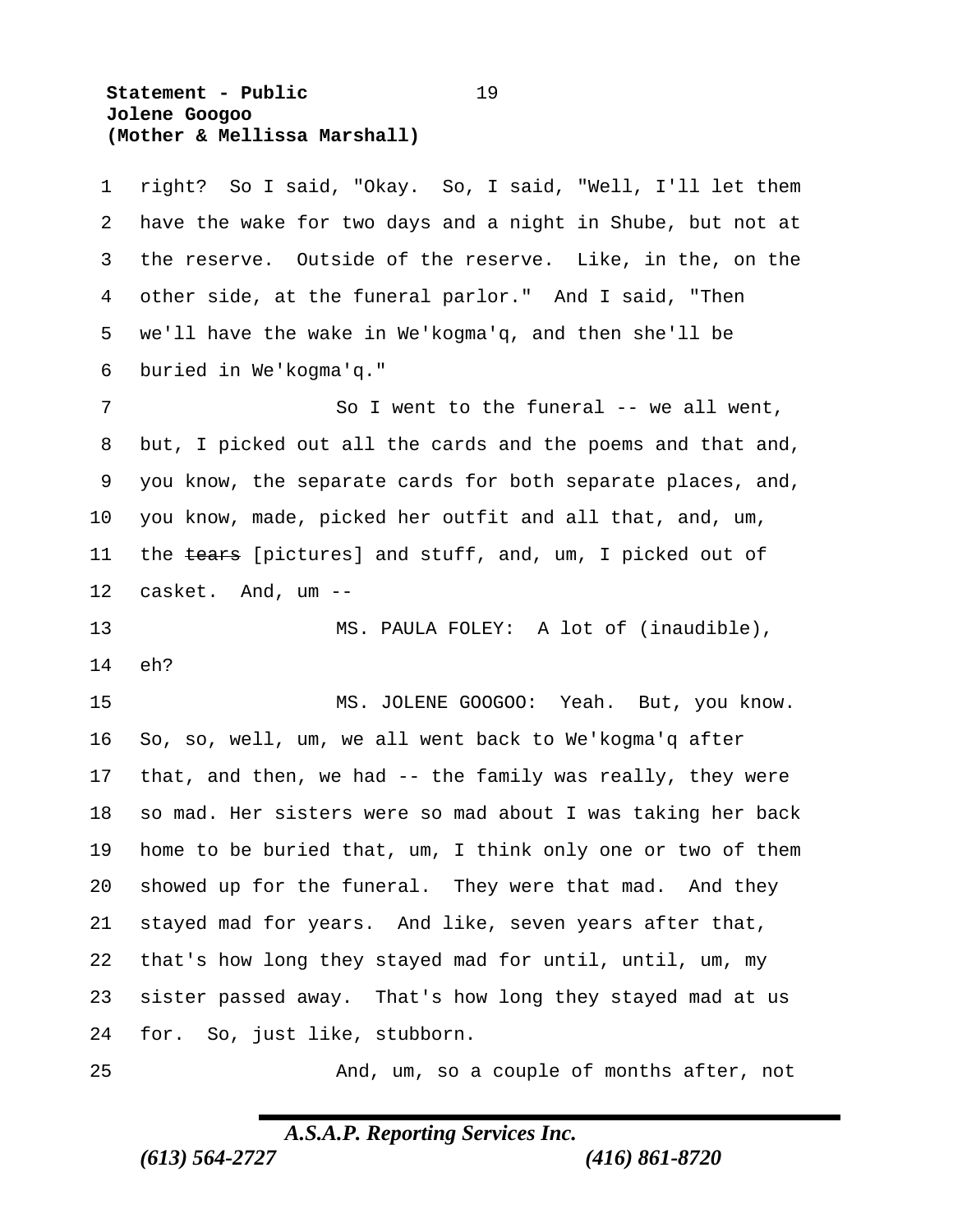right? So I said, "Okay. So, I said, "Well, I'll let them have the wake for two days and a night in Shube, but not at the reserve. Outside of the reserve. Like, in the, on the other side, at the funeral parlor." And I said, "Then we'll have the wake in We'kogma'q, and then she'll be buried in We'kogma'q."

So I went to the funeral -- we all went, but, I picked out all the cards and the poems and that and, you know, the separate cards for both separate places, and, you know, made, picked her outfit and all that, and, um, the ~~tears~~ [pictures] and stuff, and, um, I picked out of casket. And, um --

MS. PAULA FOLEY: A lot of (inaudible), eh?

MS. JOLENE GOOGOO: Yeah. But, you know. So, so, well, um, we all went back to We'kogma'q after that, and then, we had -- the family was really, they were so mad. Her sisters were so mad about I was taking her back home to be buried that, um, I think only one or two of them showed up for the funeral. They were that mad. And they stayed mad for years. And like, seven years after that, that's how long they stayed mad for until, until, um, my sister passed away. That's how long they stayed mad at us for. So, just like, stubborn.

And, um, so a couple of months after, not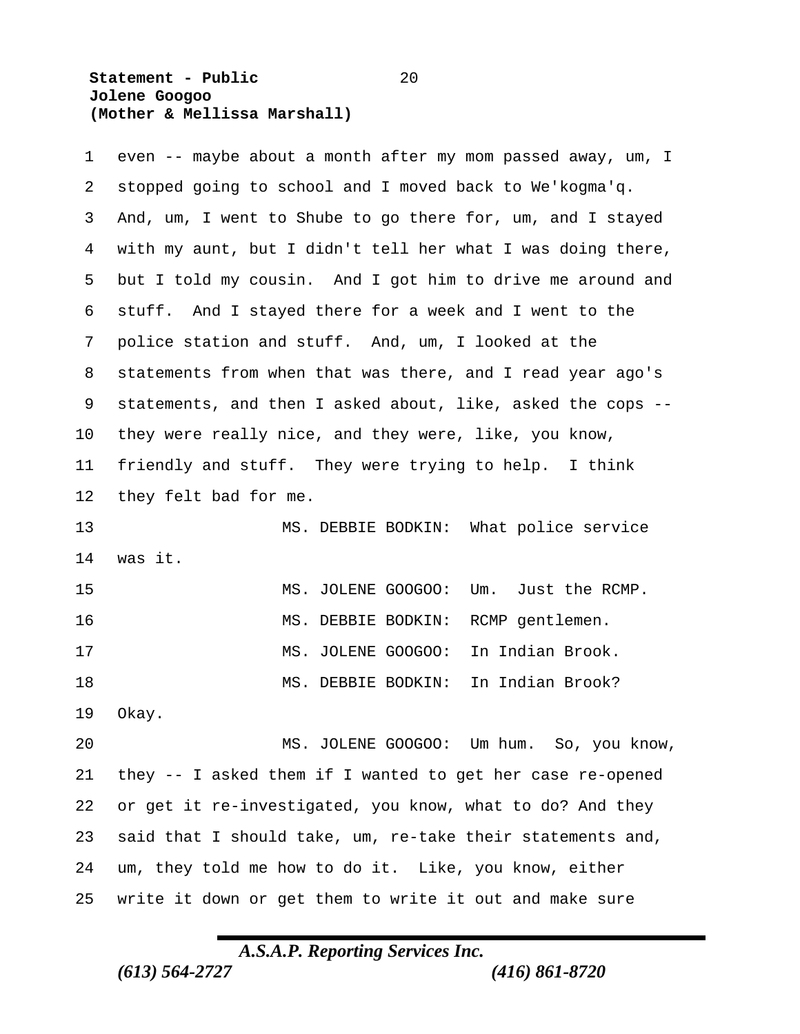even -- maybe about a month after my mom passed away, um, I stopped going to school and I moved back to We'kogma'q. And, um, I went to Shube to go there for, um, and I stayed with my aunt, but I didn't tell her what I was doing there, but I told my cousin. And I got him to drive me around and stuff. And I stayed there for a week and I went to the police station and stuff. And, um, I looked at the statements from when that was there, and I read year ago's statements, and then I asked about, like, asked the cops -- they were really nice, and they were, like, you know, friendly and stuff. They were trying to help. I think they felt bad for me.

MS. DEBBIE BODKIN: What police service was it.

MS. JOLENE GOOGOO: Um. Just the RCMP.

MS. DEBBIE BODKIN: RCMP gentlemen.

MS. JOLENE GOOGOO: In Indian Brook.

MS. DEBBIE BODKIN: In Indian Brook? Okay.

MS. JOLENE GOOGOO: Um hum. So, you know, they -- I asked them if I wanted to get her case re-opened or get it re-investigated, you know, what to do? And they said that I should take, um, re-take their statements and, um, they told me how to do it. Like, you know, either write it down or get them to write it out and make sure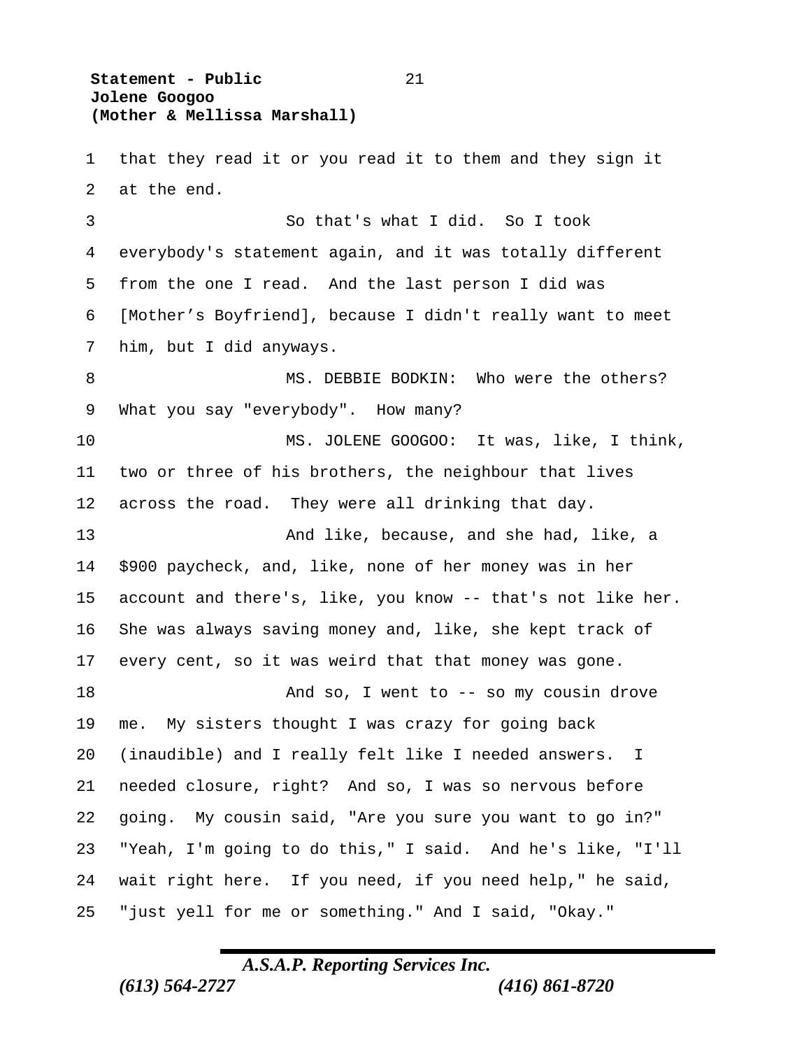that they read it or you read it to them and they sign it at the end.

So that's what I did. So I took everybody's statement again, and it was totally different from the one I read. And the last person I did was [Mother's Boyfriend], because I didn't really want to meet him, but I did anyways.

MS. DEBBIE BODKIN: Who were the others? What you say "everybody". How many?

MS. JOLENE GOOGOO: It was, like, I think, two or three of his brothers, the neighbour that lives across the road. They were all drinking that day.

And like, because, and she had, like, a $900 paycheck, and, like, none of her money was in her account and there's, like, you know -- that's not like her. She was always saving money and, like, she kept track of every cent, so it was weird that that money was gone.

And so, I went to -- so my cousin drove me. My sisters thought I was crazy for going back (inaudible) and I really felt like I needed answers. I needed closure, right? And so, I was so nervous before going. My cousin said, "Are you sure you want to go in?" "Yeah, I'm going to do this," I said. And he's like, "I'll wait right here. If you need, if you need help," he said, "just yell for me or something." And I said, "Okay."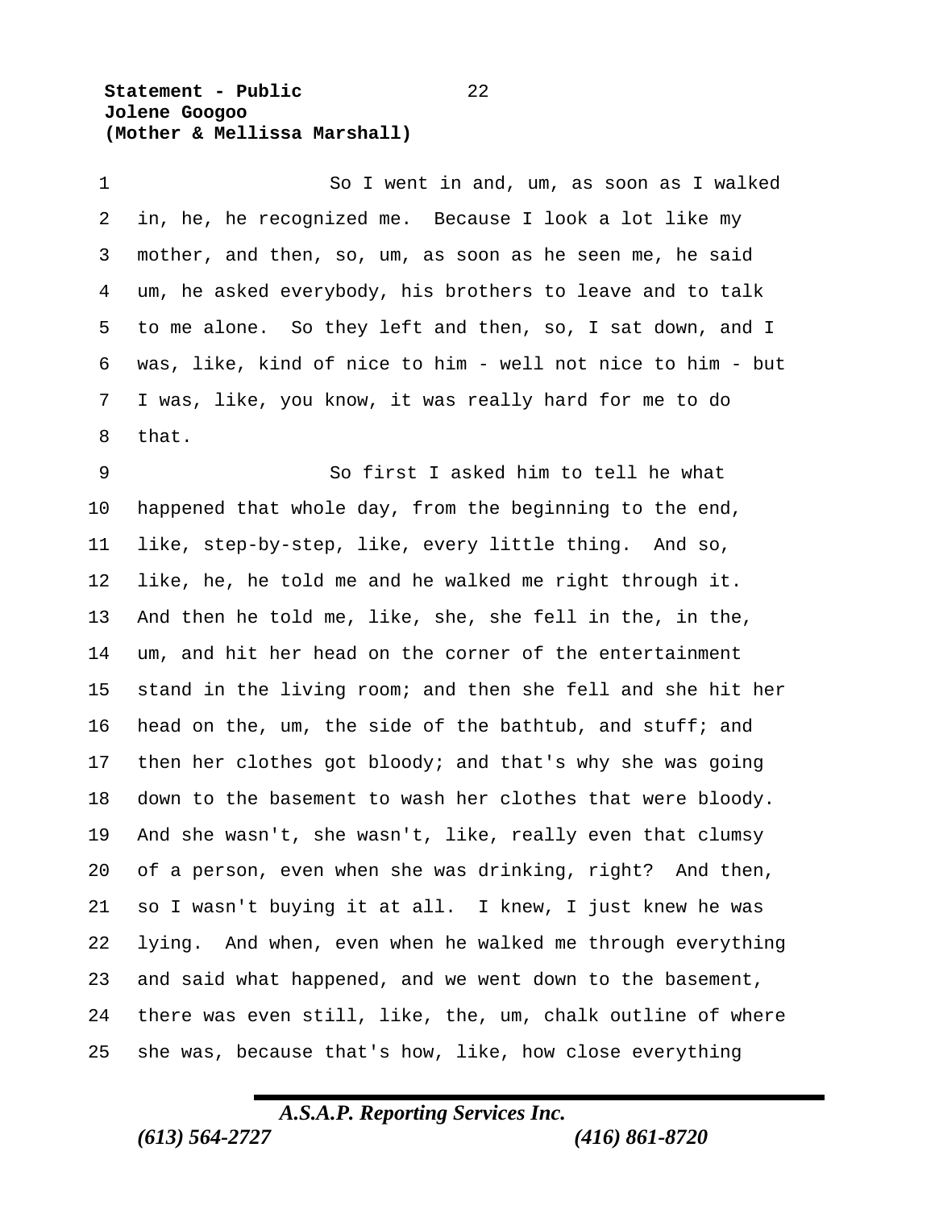So I went in and, um, as soon as I walked in, he, he recognized me. Because I look a lot like my mother, and then, so, um, as soon as he seen me, he said um, he asked everybody, his brothers to leave and to talk to me alone. So they left and then, so, I sat down, and I was, like, kind of nice to him - well not nice to him - but I was, like, you know, it was really hard for me to do that.

So first I asked him to tell he what happened that whole day, from the beginning to the end, like, step-by-step, like, every little thing. And so, like, he, he told me and he walked me right through it. And then he told me, like, she, she fell in the, in the, um, and hit her head on the corner of the entertainment stand in the living room; and then she fell and she hit her head on the, um, the side of the bathtub, and stuff; and then her clothes got bloody; and that's why she was going down to the basement to wash her clothes that were bloody. And she wasn't, she wasn't, like, really even that clumsy of a person, even when she was drinking, right? And then, so I wasn't buying it at all. I knew, I just knew he was lying. And when, even when he walked me through everything and said what happened, and we went down to the basement, there was even still, like, the, um, chalk outline of where she was, because that's how, like, how close everything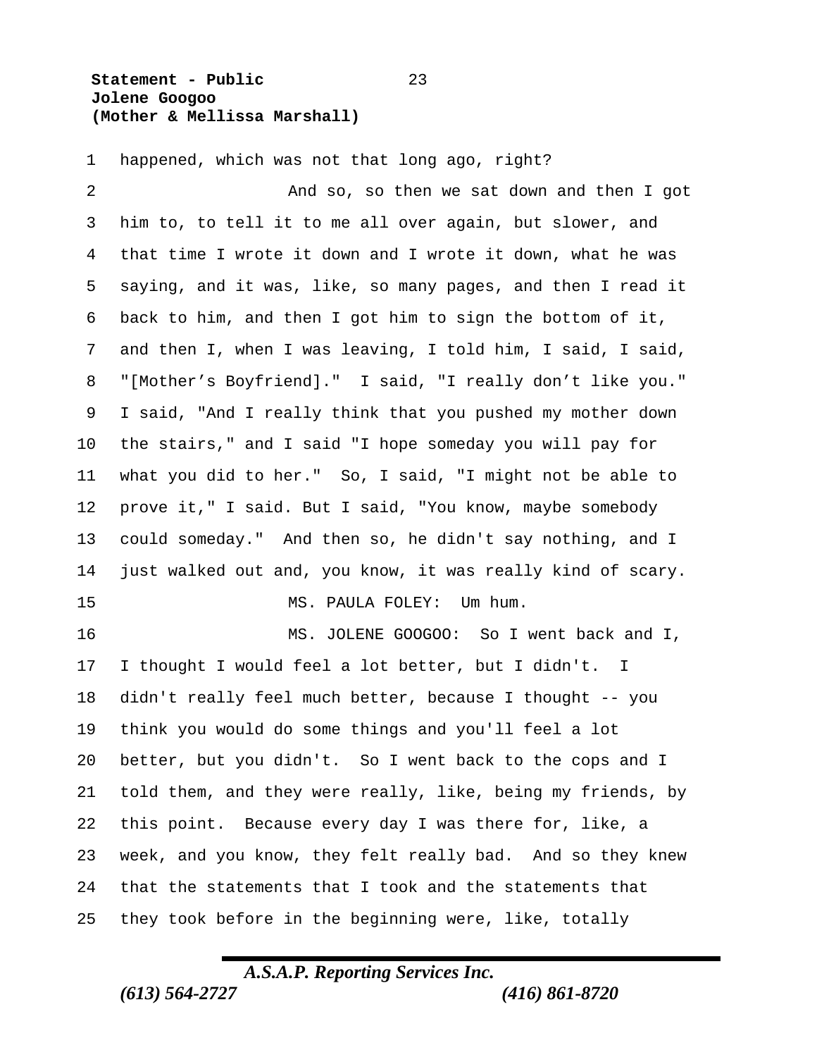happened, which was not that long ago, right?

And so, so then we sat down and then I got him to, to tell it to me all over again, but slower, and that time I wrote it down and I wrote it down, what he was saying, and it was, like, so many pages, and then I read it back to him, and then I got him to sign the bottom of it, and then I, when I was leaving, I told him, I said, I said, "[Mother's Boyfriend]." I said, "I really don't like you." I said, "And I really think that you pushed my mother down the stairs," and I said "I hope someday you will pay for what you did to her." So, I said, "I might not be able to prove it," I said. But I said, "You know, maybe somebody could someday." And then so, he didn't say nothing, and I just walked out and, you know, it was really kind of scary.

MS. PAULA FOLEY: Um hum.

MS. JOLENE GOOGOO: So I went back and I, I thought I would feel a lot better, but I didn't. I didn't really feel much better, because I thought -- you think you would do some things and you'll feel a lot better, but you didn't. So I went back to the cops and I told them, and they were really, like, being my friends, by this point. Because every day I was there for, like, a week, and you know, they felt really bad. And so they knew that the statements that I took and the statements that they took before in the beginning were, like, totally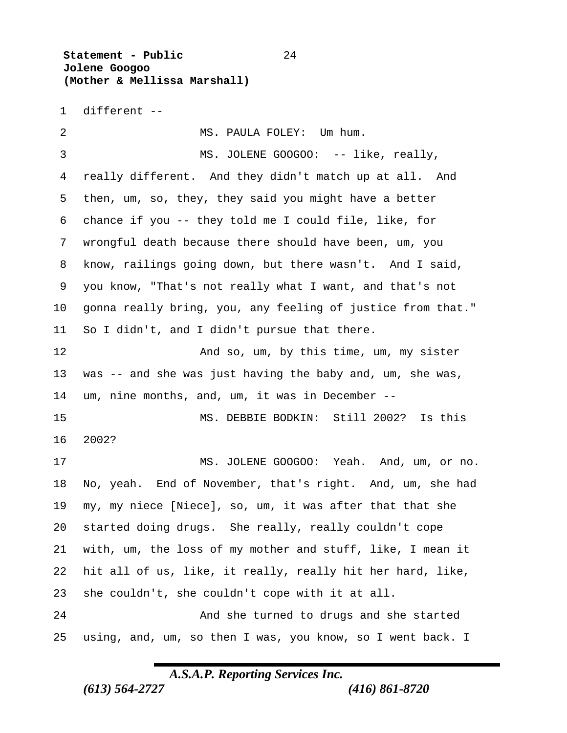different --

MS. PAULA FOLEY: Um hum.

MS. JOLENE GOOGOO: -- like, really, really different. And they didn't match up at all. And then, um, so, they, they said you might have a better chance if you -- they told me I could file, like, for wrongful death because there should have been, um, you know, railings going down, but there wasn't. And I said, you know, "That's not really what I want, and that's not gonna really bring, you, any feeling of justice from that." So I didn't, and I didn't pursue that there.

And so, um, by this time, um, my sister was -- and she was just having the baby and, um, she was, um, nine months, and, um, it was in December --

MS. DEBBIE BODKIN: Still 2002? Is this 2002?

MS. JOLENE GOOGOO: Yeah. And, um, or no. No, yeah. End of November, that's right. And, um, she had my, my niece [Niece], so, um, it was after that that she started doing drugs. She really, really couldn't cope with, um, the loss of my mother and stuff, like, I mean it hit all of us, like, it really, really hit her hard, like, she couldn't, she couldn't cope with it at all.

And she turned to drugs and she started using, and, um, so then I was, you know, so I went back. I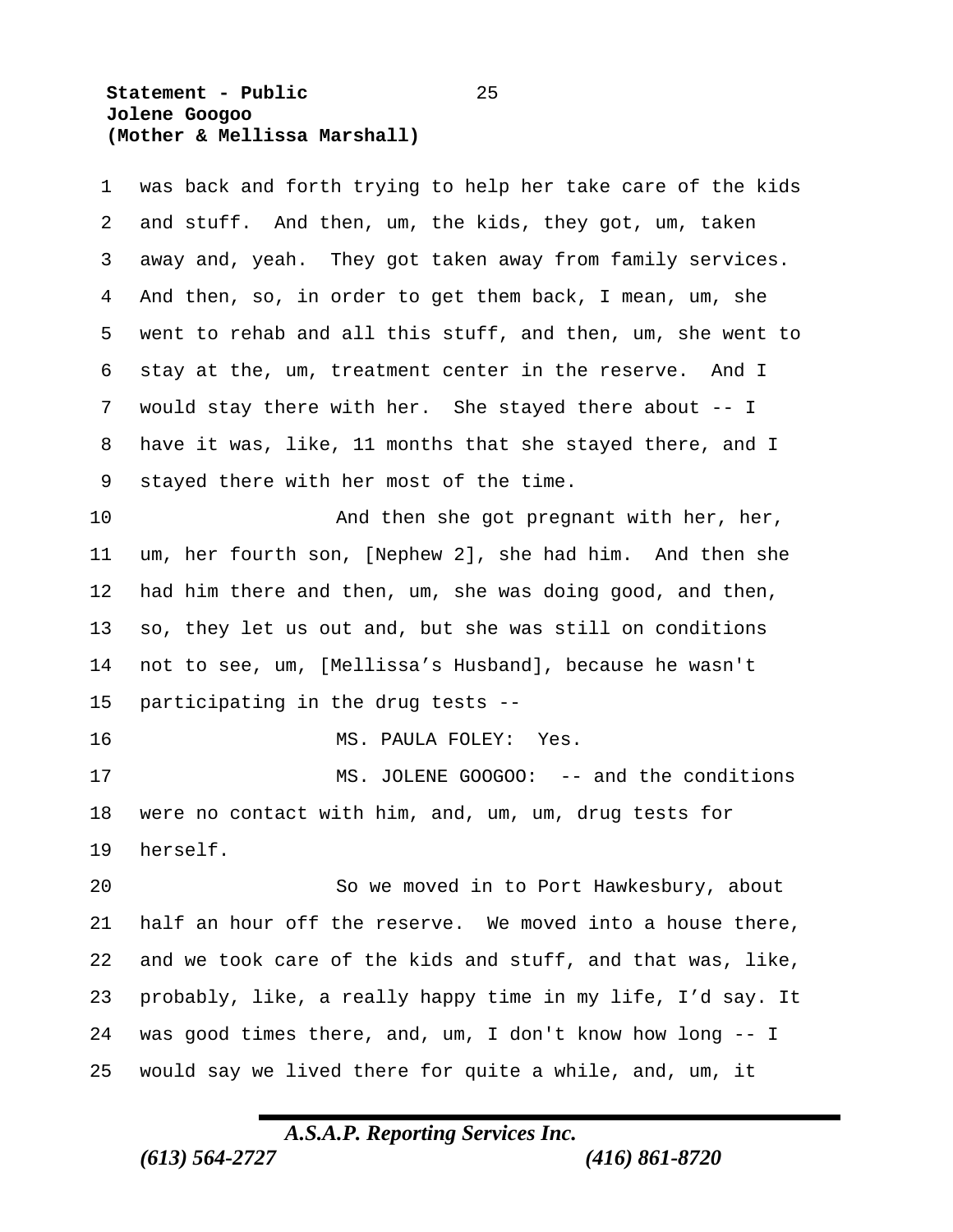was back and forth trying to help her take care of the kids and stuff. And then, um, the kids, they got, um, taken away and, yeah. They got taken away from family services. And then, so, in order to get them back, I mean, um, she went to rehab and all this stuff, and then, um, she went to stay at the, um, treatment center in the reserve. And I would stay there with her. She stayed there about -- I have it was, like, 11 months that she stayed there, and I stayed there with her most of the time.

And then she got pregnant with her, her, um, her fourth son, [Nephew 2], she had him. And then she had him there and then, um, she was doing good, and then, so, they let us out and, but she was still on conditions not to see, um, [Mellissa's Husband], because he wasn't participating in the drug tests --

MS. PAULA FOLEY: Yes.

MS. JOLENE GOOGOO: -- and the conditions were no contact with him, and, um, um, drug tests for herself.

So we moved in to Port Hawkesbury, about half an hour off the reserve. We moved into a house there, and we took care of the kids and stuff, and that was, like, probably, like, a really happy time in my life, I'd say. It was good times there, and, um, I don't know how long -- I would say we lived there for quite a while, and, um, it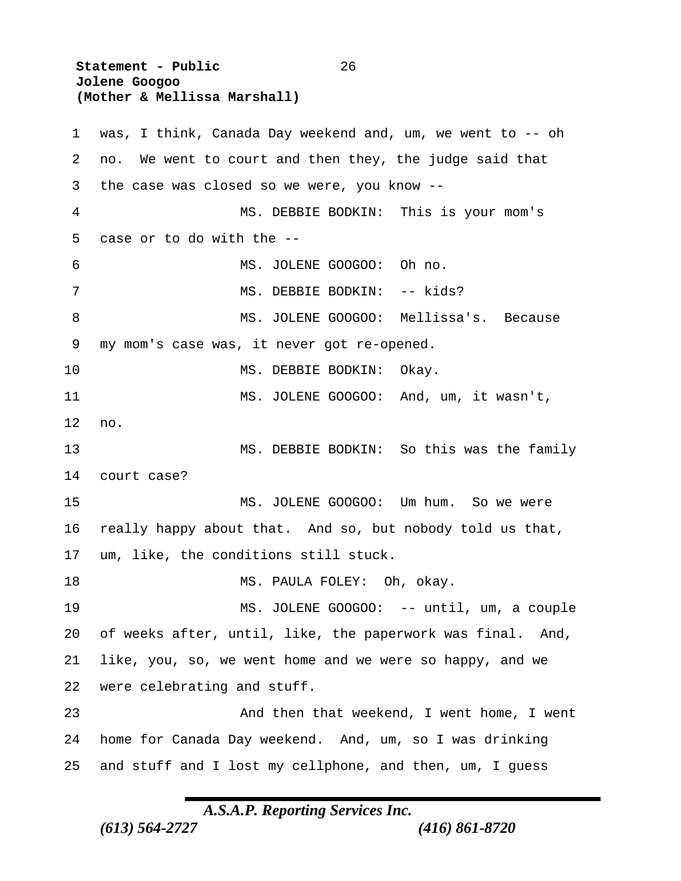was, I think, Canada Day weekend and, um, we went to -- oh no. We went to court and then they, the judge said that the case was closed so we were, you know --

MS. DEBBIE BODKIN: This is your mom's case or to do with the --

MS. JOLENE GOOGOO: Oh no.

MS. DEBBIE BODKIN: -- kids?

MS. JOLENE GOOGOO: Mellissa's. Because my mom's case was, it never got re-opened.

MS. DEBBIE BODKIN: Okay.

MS. JOLENE GOOGOO: And, um, it wasn't, no.

MS. DEBBIE BODKIN: So this was the family court case?

MS. JOLENE GOOGOO: Um hum. So we were really happy about that. And so, but nobody told us that, um, like, the conditions still stuck.

MS. PAULA FOLEY: Oh, okay.

MS. JOLENE GOOGOO: -- until, um, a couple of weeks after, until, like, the paperwork was final. And, like, you, so, we went home and we were so happy, and we were celebrating and stuff.

And then that weekend, I went home, I went home for Canada Day weekend. And, um, so I was drinking and stuff and I lost my cellphone, and then, um, I guess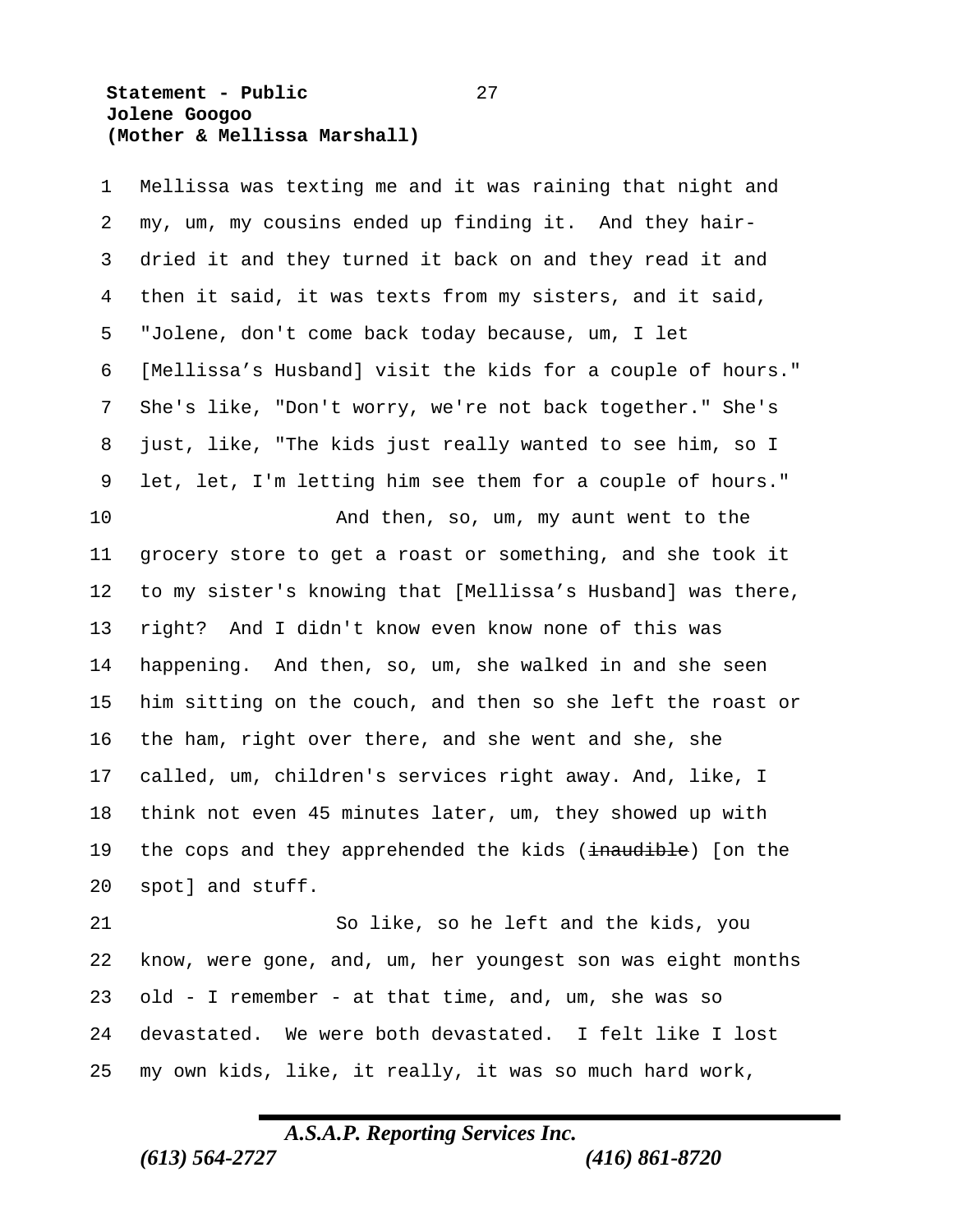Mellissa was texting me and it was raining that night and my, um, my cousins ended up finding it. And they hair-dried it and they turned it back on and they read it and then it said, it was texts from my sisters, and it said, "Jolene, don't come back today because, um, I let [Mellissa's Husband] visit the kids for a couple of hours." She's like, "Don't worry, we're not back together." She's just, like, "The kids just really wanted to see him, so I let, let, I'm letting him see them for a couple of hours."

And then, so, um, my aunt went to the grocery store to get a roast or something, and she took it to my sister's knowing that [Mellissa's Husband] was there, right? And I didn't know even know none of this was happening. And then, so, um, she walked in and she seen him sitting on the couch, and then so she left the roast or the ham, right over there, and she went and she, she called, um, children's services right away. And, like, I think not even 45 minutes later, um, they showed up with the cops and they apprehended the kids (~~inaudible~~) [on the spot] and stuff.

So like, so he left and the kids, you know, were gone, and, um, her youngest son was eight months old - I remember - at that time, and, um, she was so devastated. We were both devastated. I felt like I lost my own kids, like, it really, it was so much hard work,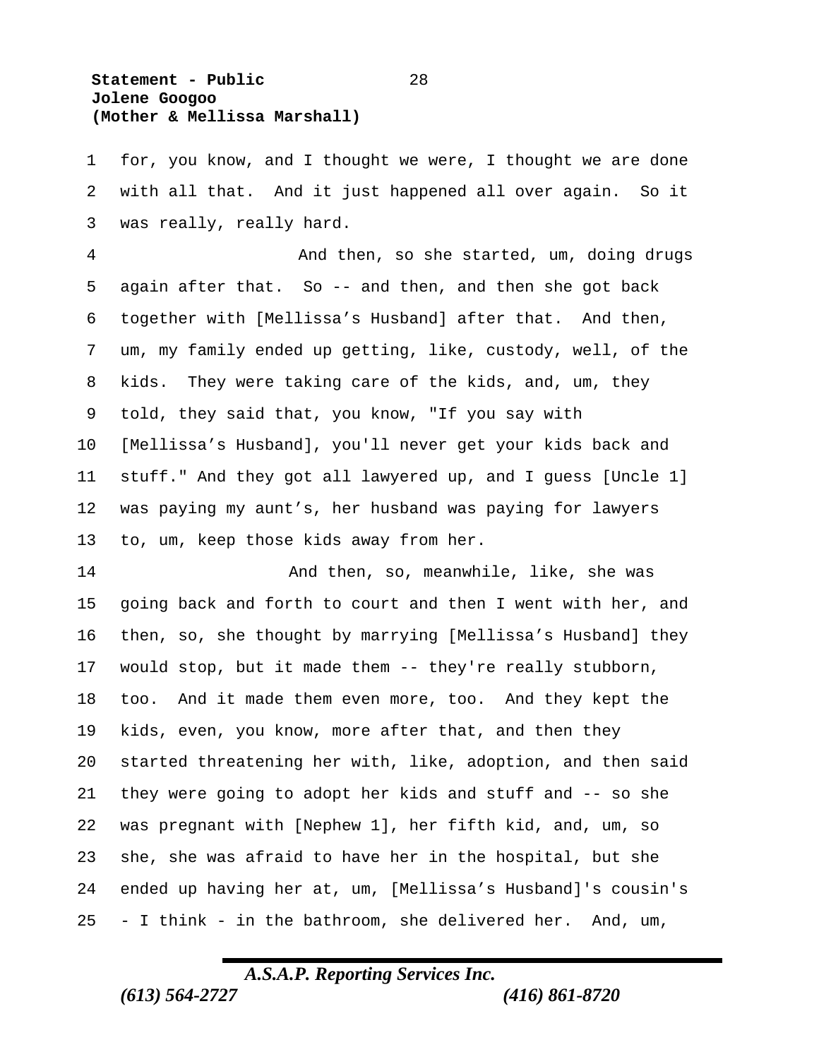for, you know, and I thought we were, I thought we are done with all that. And it just happened all over again. So it was really, really hard.

And then, so she started, um, doing drugs again after that. So -- and then, and then she got back together with [Mellissa's Husband] after that. And then, um, my family ended up getting, like, custody, well, of the kids. They were taking care of the kids, and, um, they told, they said that, you know, "If you say with [Mellissa's Husband], you'll never get your kids back and stuff." And they got all lawyered up, and I guess [Uncle 1] was paying my aunt's, her husband was paying for lawyers to, um, keep those kids away from her.

And then, so, meanwhile, like, she was going back and forth to court and then I went with her, and then, so, she thought by marrying [Mellissa's Husband] they would stop, but it made them -- they're really stubborn, too. And it made them even more, too. And they kept the kids, even, you know, more after that, and then they started threatening her with, like, adoption, and then said they were going to adopt her kids and stuff and -- so she was pregnant with [Nephew 1], her fifth kid, and, um, so she, she was afraid to have her in the hospital, but she ended up having her at, um, [Mellissa's Husband]'s cousin's - I think - in the bathroom, she delivered her. And, um,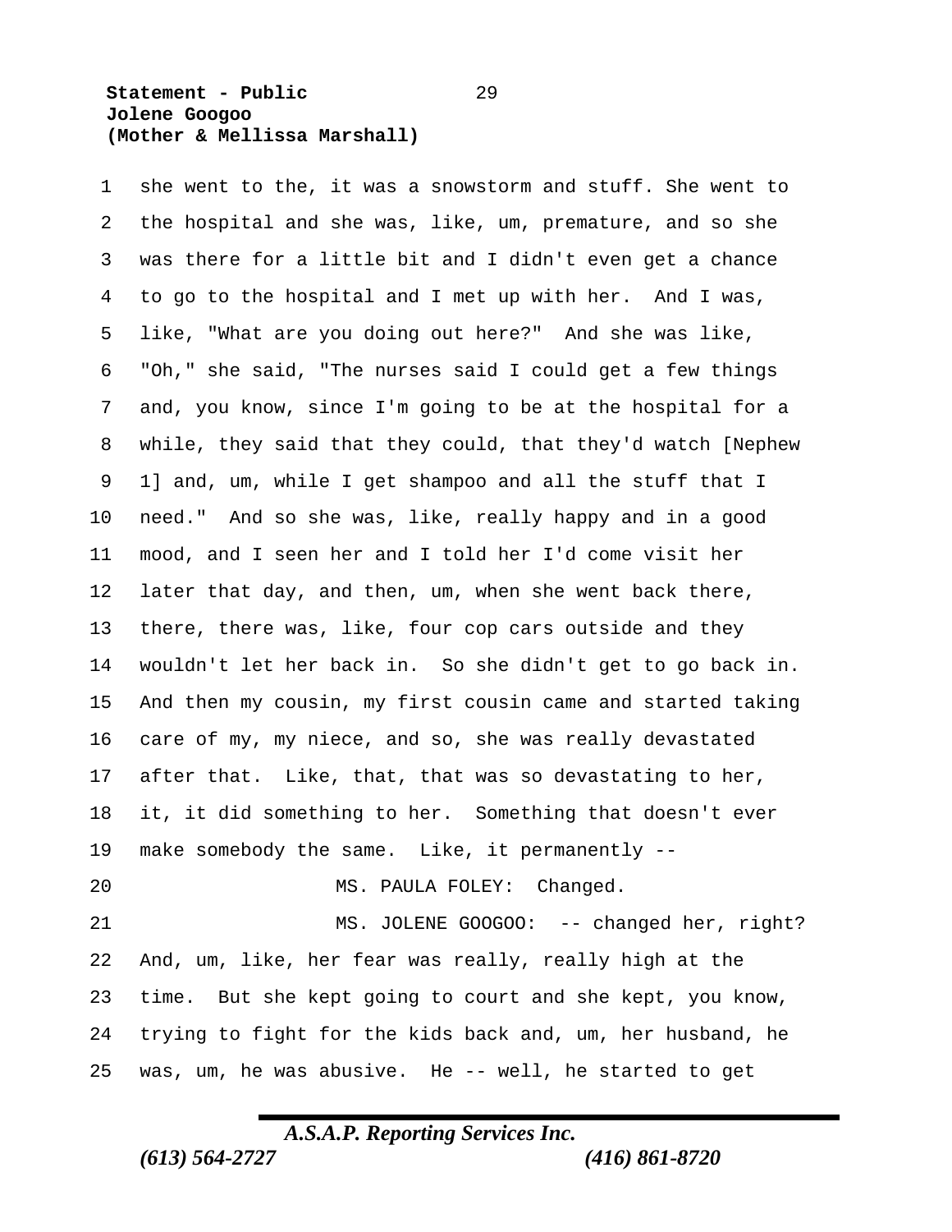she went to the, it was a snowstorm and stuff. She went to the hospital and she was, like, um, premature, and so she was there for a little bit and I didn't even get a chance to go to the hospital and I met up with her. And I was, like, "What are you doing out here?" And she was like, "Oh," she said, "The nurses said I could get a few things and, you know, since I'm going to be at the hospital for a while, they said that they could, that they'd watch [Nephew 1] and, um, while I get shampoo and all the stuff that I need." And so she was, like, really happy and in a good mood, and I seen her and I told her I'd come visit her later that day, and then, um, when she went back there, there, there was, like, four cop cars outside and they wouldn't let her back in. So she didn't get to go back in. And then my cousin, my first cousin came and started taking care of my, my niece, and so, she was really devastated after that. Like, that, that was so devastating to her, it, it did something to her. Something that doesn't ever make somebody the same. Like, it permanently --

MS. PAULA FOLEY: Changed.

MS. JOLENE GOOGOO: -- changed her, right? And, um, like, her fear was really, really high at the time. But she kept going to court and she kept, you know, trying to fight for the kids back and, um, her husband, he was, um, he was abusive. He -- well, he started to get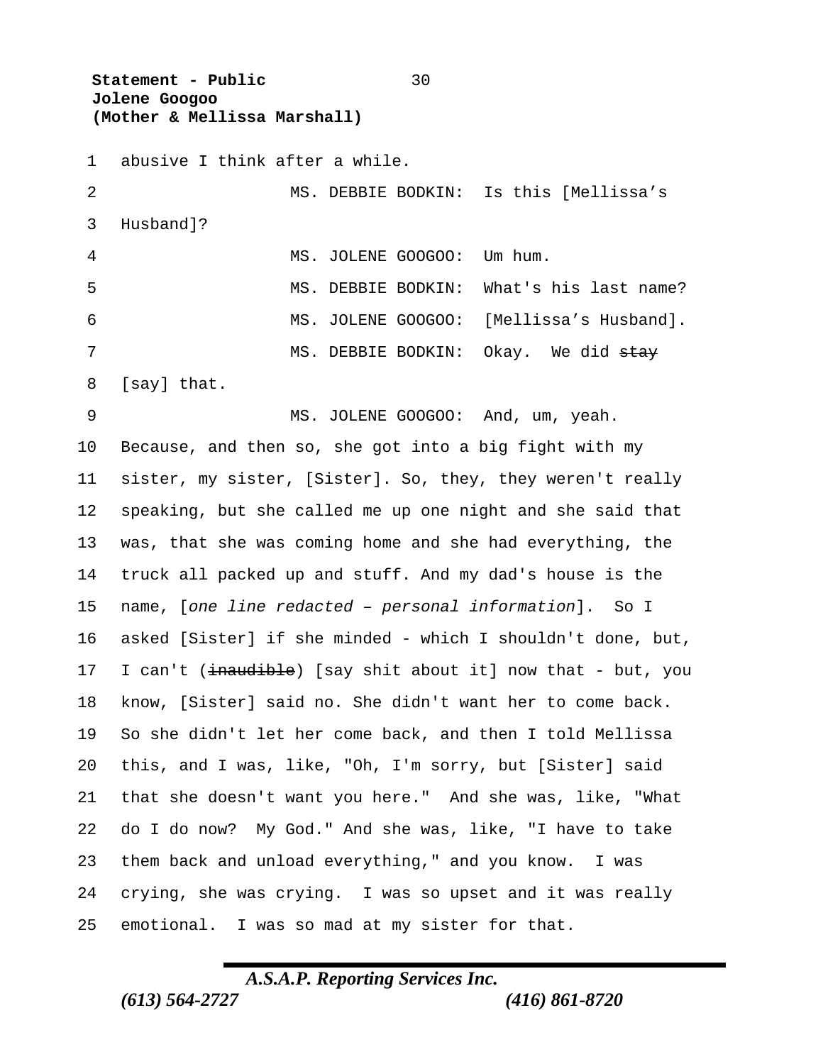abusive I think after a while.

MS. DEBBIE BODKIN: Is this [Mellissa's Husband]?

MS. JOLENE GOOGOO: Um hum.

MS. DEBBIE BODKIN: What's his last name?

MS. JOLENE GOOGOO: [Mellissa's Husband].

MS. DEBBIE BODKIN: Okay. We did ~~stay~~ [say] that.

MS. JOLENE GOOGOO: And, um, yeah. Because, and then so, she got into a big fight with my sister, my sister, [Sister]. So, they, they weren't really speaking, but she called me up one night and she said that was, that she was coming home and she had everything, the truck all packed up and stuff. And my dad's house is the name, [*one line redacted – personal information*]. So I asked [Sister] if she minded - which I shouldn't done, but, I can't (~~inaudible~~) [say shit about it] now that - but, you know, [Sister] said no. She didn't want her to come back. So she didn't let her come back, and then I told Mellissa this, and I was, like, "Oh, I'm sorry, but [Sister] said that she doesn't want you here." And she was, like, "What do I do now? My God." And she was, like, "I have to take them back and unload everything," and you know. I was crying, she was crying. I was so upset and it was really emotional. I was so mad at my sister for that.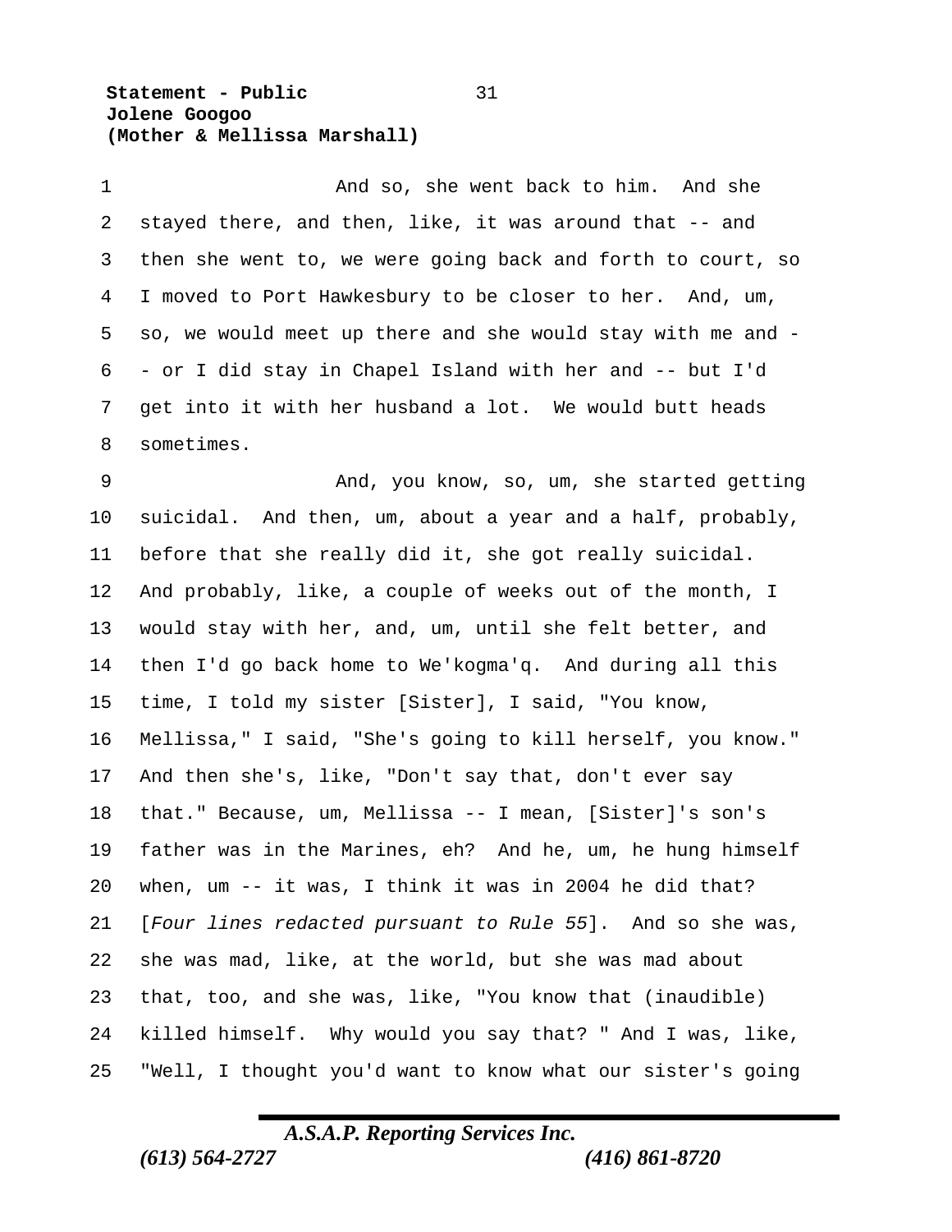And so, she went back to him. And she stayed there, and then, like, it was around that -- and then she went to, we were going back and forth to court, so I moved to Port Hawkesbury to be closer to her. And, um, so, we would meet up there and she would stay with me and -- or I did stay in Chapel Island with her and -- but I'd get into it with her husband a lot. We would butt heads sometimes.

And, you know, so, um, she started getting suicidal. And then, um, about a year and a half, probably, before that she really did it, she got really suicidal. And probably, like, a couple of weeks out of the month, I would stay with her, and, um, until she felt better, and then I'd go back home to We'kogma'q. And during all this time, I told my sister [Sister], I said, "You know, Mellissa," I said, "She's going to kill herself, you know." And then she's, like, "Don't say that, don't ever say that." Because, um, Mellissa -- I mean, [Sister]'s son's father was in the Marines, eh? And he, um, he hung himself when, um -- it was, I think it was in 2004 he did that? [*Four lines redacted pursuant to Rule 55*]. And so she was, she was mad, like, at the world, but she was mad about that, too, and she was, like, "You know that (inaudible) killed himself. Why would you say that? " And I was, like, "Well, I thought you'd want to know what our sister's going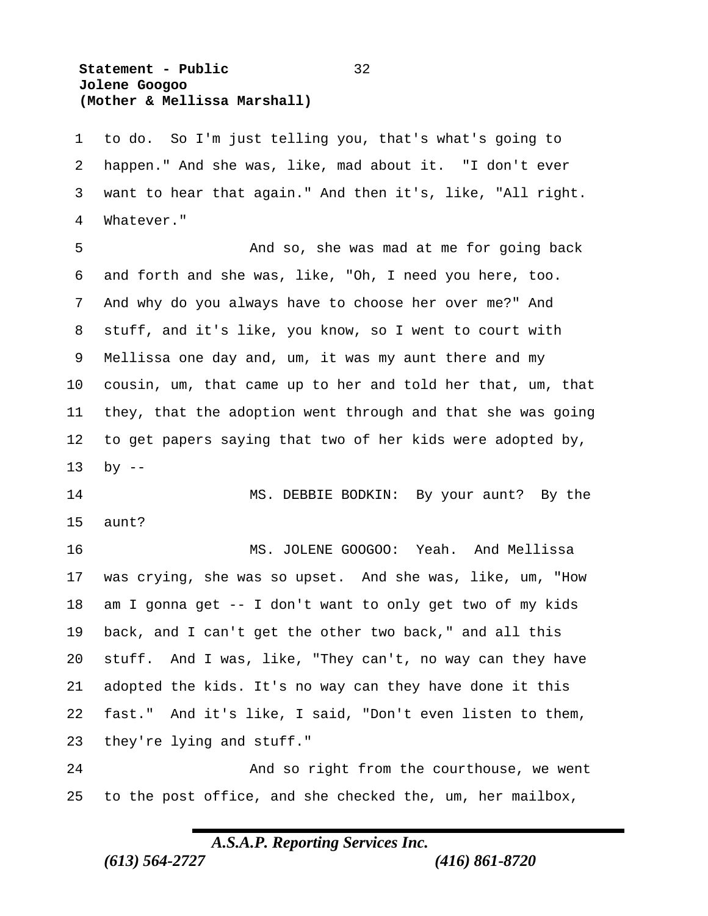to do. So I'm just telling you, that's what's going to happen." And she was, like, mad about it. "I don't ever want to hear that again." And then it's, like, "All right. Whatever."

And so, she was mad at me for going back and forth and she was, like, "Oh, I need you here, too. And why do you always have to choose her over me?" And stuff, and it's like, you know, so I went to court with Mellissa one day and, um, it was my aunt there and my cousin, um, that came up to her and told her that, um, that they, that the adoption went through and that she was going to get papers saying that two of her kids were adopted by, by --

MS. DEBBIE BODKIN: By your aunt? By the aunt?

MS. JOLENE GOOGOO: Yeah. And Mellissa was crying, she was so upset. And she was, like, um, "How am I gonna get -- I don't want to only get two of my kids back, and I can't get the other two back," and all this stuff. And I was, like, "They can't, no way can they have adopted the kids. It's no way can they have done it this fast." And it's like, I said, "Don't even listen to them, they're lying and stuff."

And so right from the courthouse, we went to the post office, and she checked the, um, her mailbox,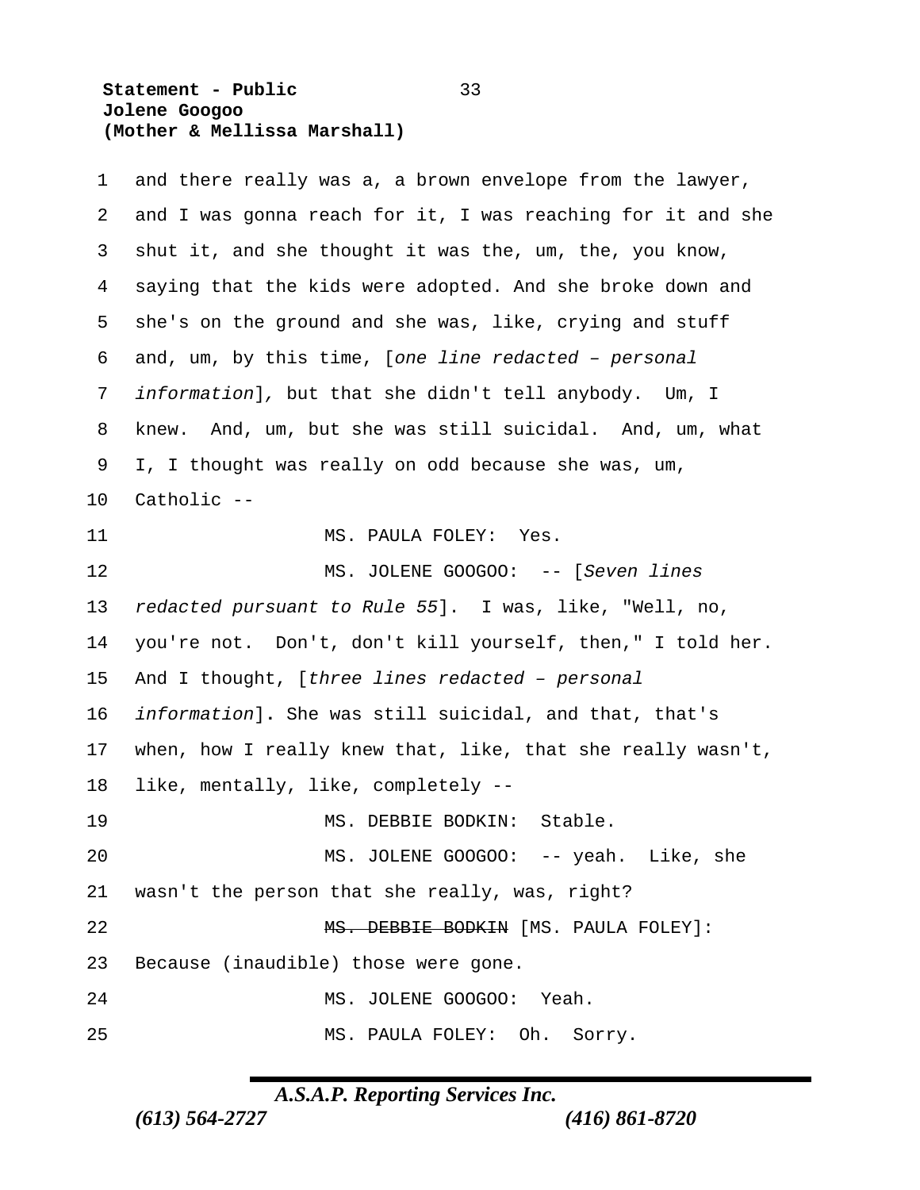and there really was a, a brown envelope from the lawyer, and I was gonna reach for it, I was reaching for it and she shut it, and she thought it was the, um, the, you know, saying that the kids were adopted. And she broke down and she's on the ground and she was, like, crying and stuff and, um, by this time, [*one line redacted – personal information*], but that she didn't tell anybody. Um, I knew. And, um, but she was still suicidal. And, um, what I, I thought was really on odd because she was, um, Catholic --

MS. PAULA FOLEY: Yes.

MS. JOLENE GOOGOO: -- [*Seven lines redacted pursuant to Rule 55*]. I was, like, "Well, no, you're not. Don't, don't kill yourself, then," I told her. And I thought, [*three lines redacted – personal information*]. She was still suicidal, and that, that's when, how I really knew that, like, that she really wasn't, like, mentally, like, completely --

MS. DEBBIE BODKIN: Stable.

MS. JOLENE GOOGOO: -- yeah. Like, she wasn't the person that she really, was, right?

~~MS. DEBBIE BODKIN~~ [MS. PAULA FOLEY]: Because (inaudible) those were gone.

MS. JOLENE GOOGOO: Yeah.

MS. PAULA FOLEY: Oh. Sorry.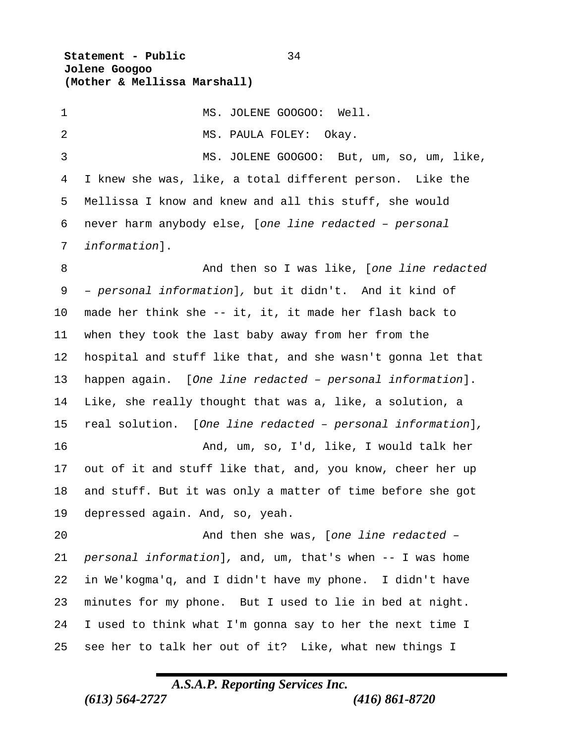MS. JOLENE GOOGOO: Well.

MS. PAULA FOLEY: Okay.

MS. JOLENE GOOGOO: But, um, so, um, like, I knew she was, like, a total different person. Like the Mellissa I know and knew and all this stuff, she would never harm anybody else, [*one line redacted – personal information*].

And then so I was like, [*one line redacted – personal information*], but it didn't. And it kind of made her think she -- it, it, it made her flash back to when they took the last baby away from her from the hospital and stuff like that, and she wasn't gonna let that happen again. [*One line redacted – personal information*]. Like, she really thought that was a, like, a solution, a real solution. [*One line redacted – personal information*],

And, um, so, I'd, like, I would talk her out of it and stuff like that, and, you know, cheer her up and stuff. But it was only a matter of time before she got depressed again. And, so, yeah.

And then she was, [*one line redacted – personal information*], and, um, that's when -- I was home in We'kogma'q, and I didn't have my phone. I didn't have minutes for my phone. But I used to lie in bed at night. I used to think what I'm gonna say to her the next time I see her to talk her out of it? Like, what new things I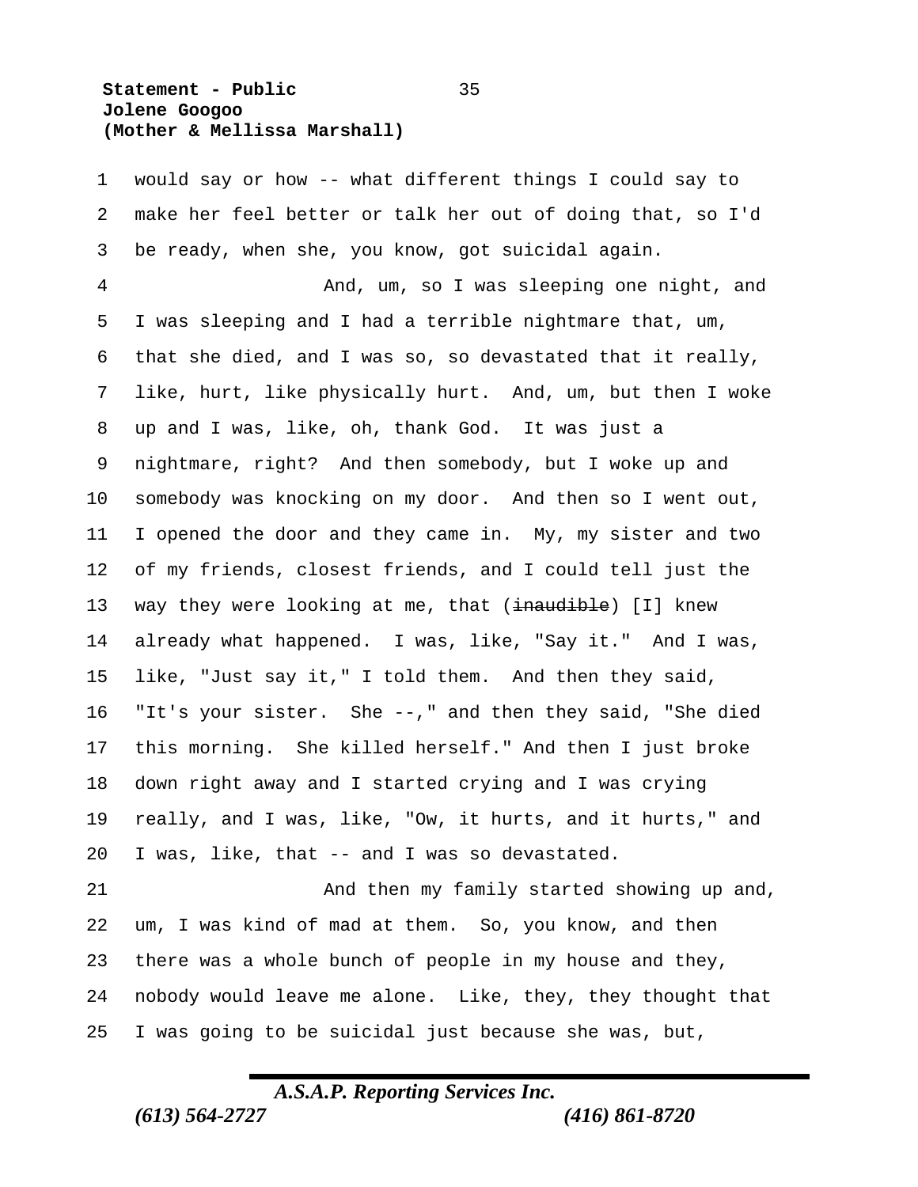would say or how -- what different things I could say to make her feel better or talk her out of doing that, so I'd be ready, when she, you know, got suicidal again.

And, um, so I was sleeping one night, and I was sleeping and I had a terrible nightmare that, um, that she died, and I was so, so devastated that it really, like, hurt, like physically hurt. And, um, but then I woke up and I was, like, oh, thank God. It was just a nightmare, right? And then somebody, but I woke up and somebody was knocking on my door. And then so I went out, I opened the door and they came in. My, my sister and two of my friends, closest friends, and I could tell just the way they were looking at me, that (~~inaudible~~) [I] knew already what happened. I was, like, "Say it." And I was, like, "Just say it," I told them. And then they said, "It's your sister. She --," and then they said, "She died this morning. She killed herself." And then I just broke down right away and I started crying and I was crying really, and I was, like, "Ow, it hurts, and it hurts," and I was, like, that -- and I was so devastated.

And then my family started showing up and, um, I was kind of mad at them. So, you know, and then there was a whole bunch of people in my house and they, nobody would leave me alone. Like, they, they thought that I was going to be suicidal just because she was, but,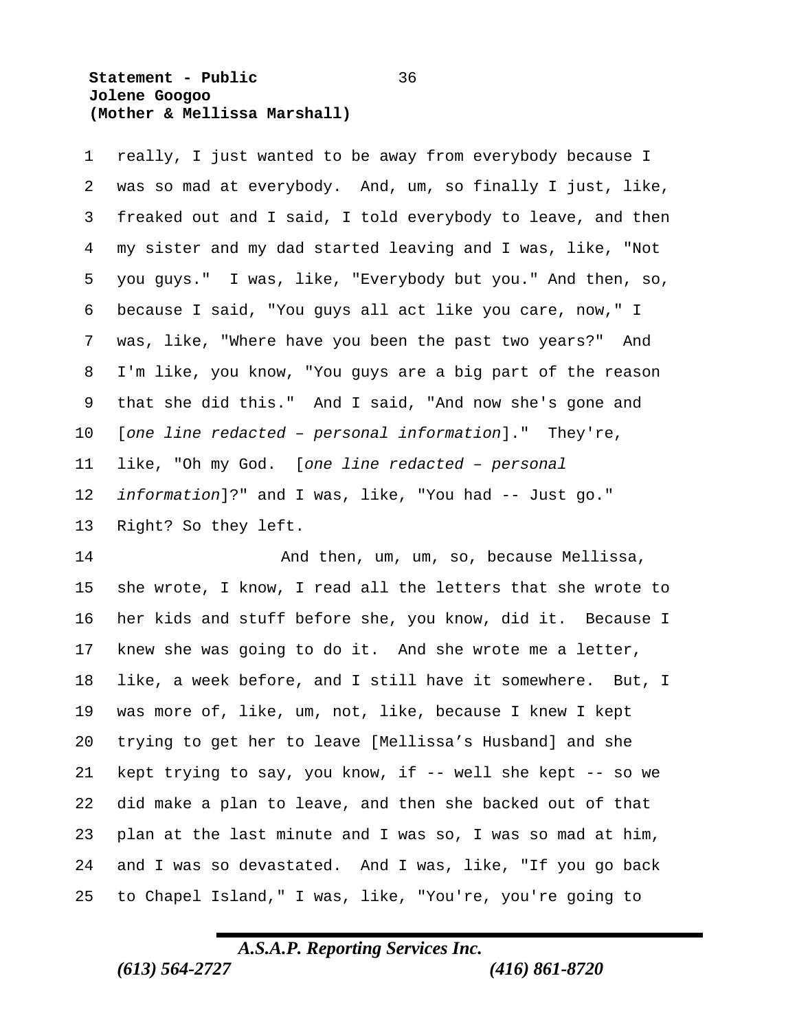really, I just wanted to be away from everybody because I was so mad at everybody. And, um, so finally I just, like, freaked out and I said, I told everybody to leave, and then my sister and my dad started leaving and I was, like, "Not you guys." I was, like, "Everybody but you." And then, so, because I said, "You guys all act like you care, now," I was, like, "Where have you been the past two years?" And I'm like, you know, "You guys are a big part of the reason that she did this." And I said, "And now she's gone and [*one line redacted – personal information*]." They're, like, "Oh my God. [*one line redacted – personal information*]?" and I was, like, "You had -- Just go." Right? So they left.

And then, um, um, so, because Mellissa, she wrote, I know, I read all the letters that she wrote to her kids and stuff before she, you know, did it. Because I knew she was going to do it. And she wrote me a letter, like, a week before, and I still have it somewhere. But, I was more of, like, um, not, like, because I knew I kept trying to get her to leave [Mellissa's Husband] and she kept trying to say, you know, if -- well she kept -- so we did make a plan to leave, and then she backed out of that plan at the last minute and I was so, I was so mad at him, and I was so devastated. And I was, like, "If you go back to Chapel Island," I was, like, "You're, you're going to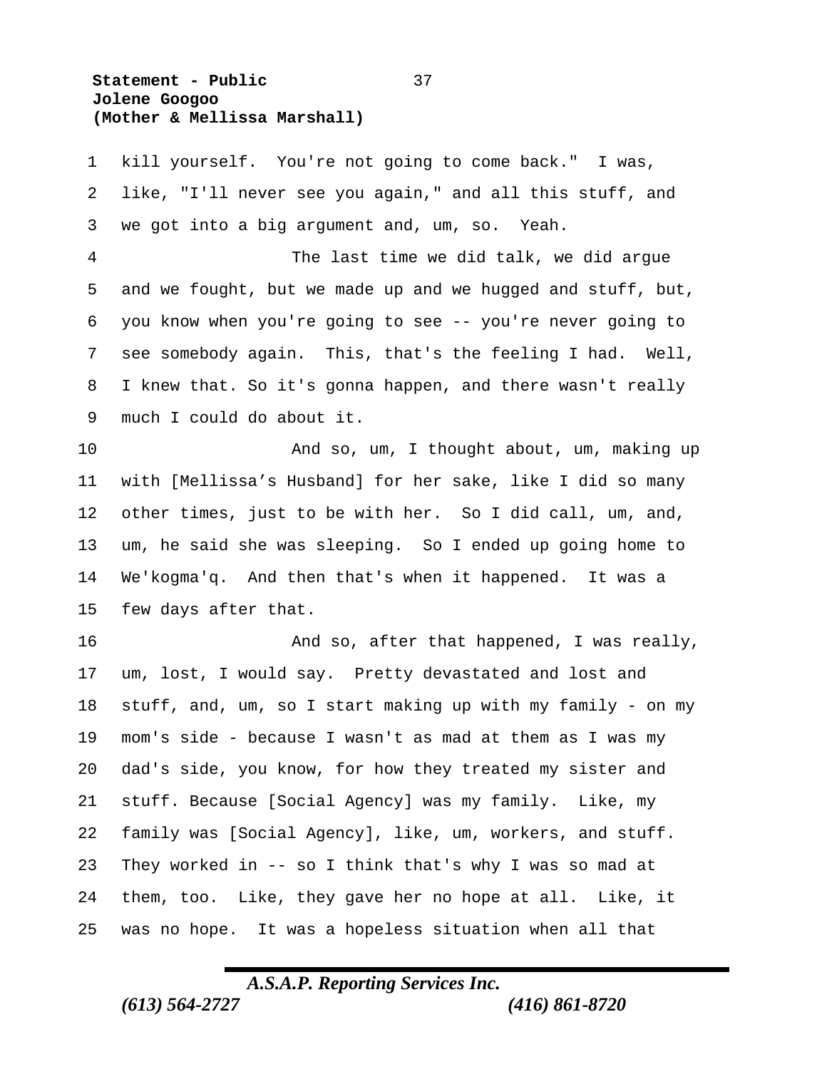kill yourself. You're not going to come back." I was, like, "I'll never see you again," and all this stuff, and we got into a big argument and, um, so. Yeah.

The last time we did talk, we did argue and we fought, but we made up and we hugged and stuff, but, you know when you're going to see -- you're never going to see somebody again. This, that's the feeling I had. Well, I knew that. So it's gonna happen, and there wasn't really much I could do about it.

And so, um, I thought about, um, making up with [Mellissa’s Husband] for her sake, like I did so many other times, just to be with her. So I did call, um, and, um, he said she was sleeping. So I ended up going home to We'kogma'q. And then that's when it happened. It was a few days after that.

And so, after that happened, I was really, um, lost, I would say. Pretty devastated and lost and stuff, and, um, so I start making up with my family - on my mom's side - because I wasn't as mad at them as I was my dad's side, you know, for how they treated my sister and stuff. Because [Social Agency] was my family. Like, my family was [Social Agency], like, um, workers, and stuff. They worked in -- so I think that's why I was so mad at them, too. Like, they gave her no hope at all. Like, it was no hope. It was a hopeless situation when all that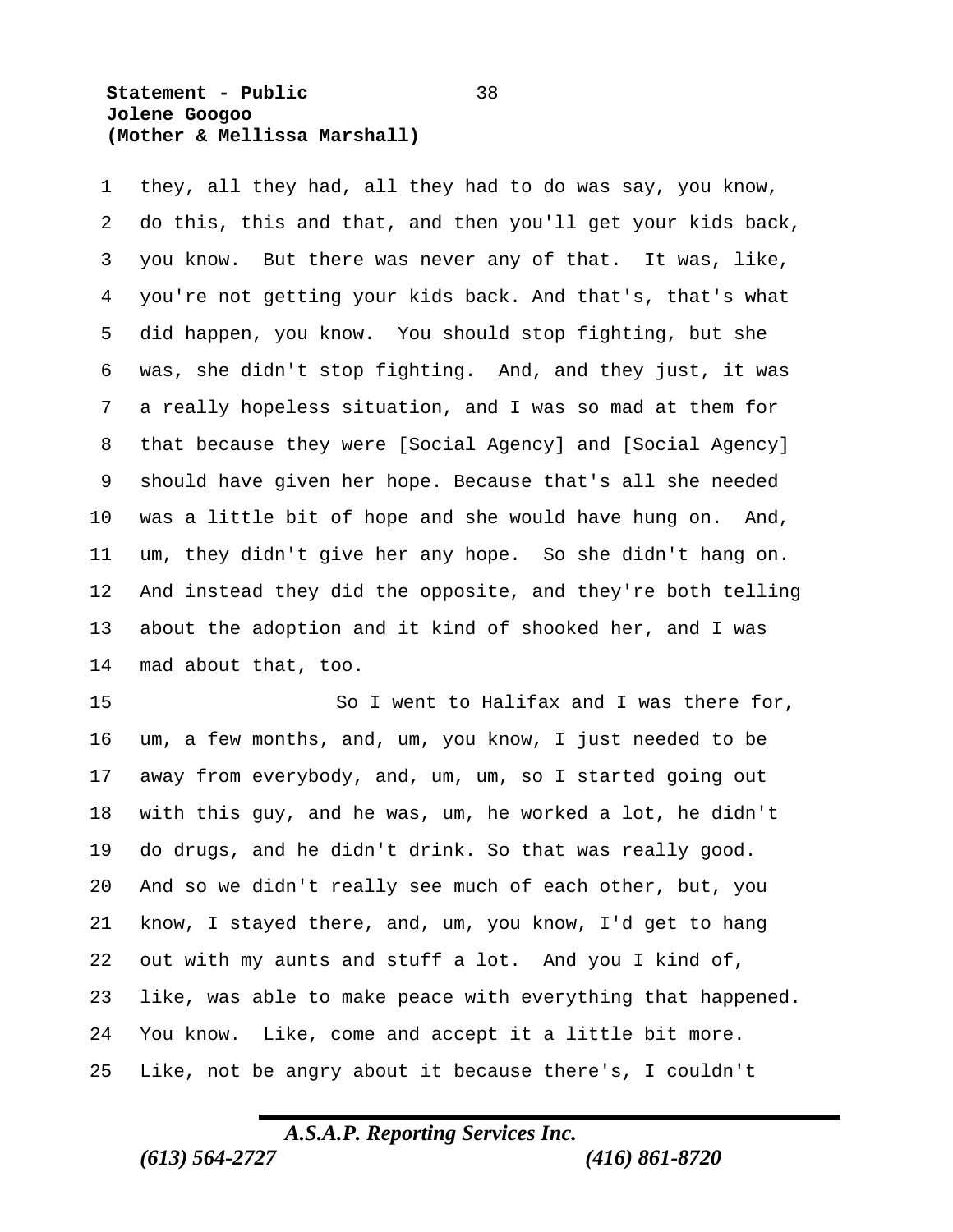they, all they had, all they had to do was say, you know, do this, this and that, and then you'll get your kids back, you know. But there was never any of that. It was, like, you're not getting your kids back. And that's, that's what did happen, you know. You should stop fighting, but she was, she didn't stop fighting. And, and they just, it was a really hopeless situation, and I was so mad at them for that because they were [Social Agency] and [Social Agency] should have given her hope. Because that's all she needed was a little bit of hope and she would have hung on. And, um, they didn't give her any hope. So she didn't hang on. And instead they did the opposite, and they're both telling about the adoption and it kind of shooked her, and I was mad about that, too.

So I went to Halifax and I was there for, um, a few months, and, um, you know, I just needed to be away from everybody, and, um, um, so I started going out with this guy, and he was, um, he worked a lot, he didn't do drugs, and he didn't drink. So that was really good. And so we didn't really see much of each other, but, you know, I stayed there, and, um, you know, I'd get to hang out with my aunts and stuff a lot. And you I kind of, like, was able to make peace with everything that happened. You know. Like, come and accept it a little bit more. Like, not be angry about it because there's, I couldn't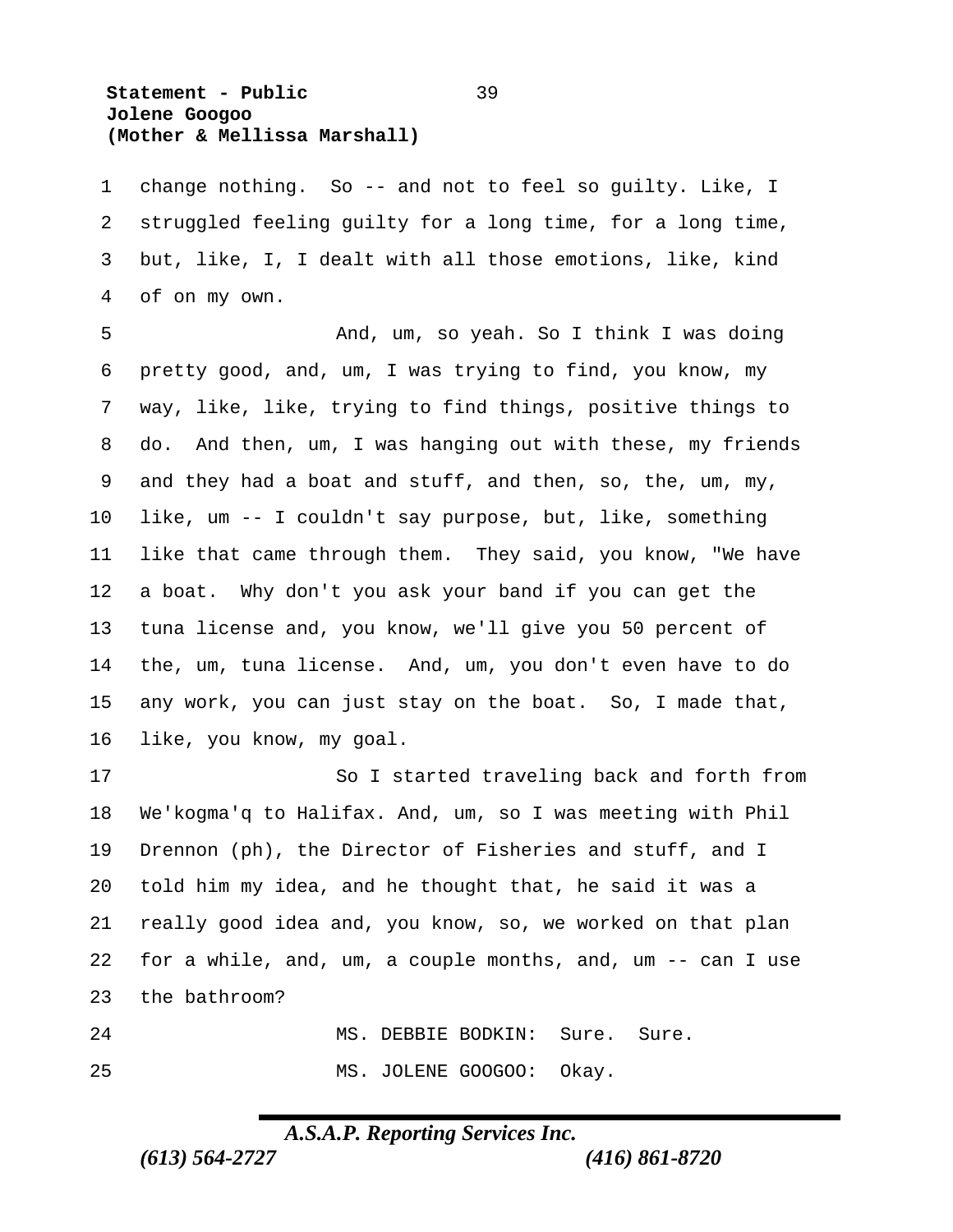change nothing. So -- and not to feel so guilty. Like, I struggled feeling guilty for a long time, for a long time, but, like, I, I dealt with all those emotions, like, kind of on my own.

And, um, so yeah. So I think I was doing pretty good, and, um, I was trying to find, you know, my way, like, like, trying to find things, positive things to do. And then, um, I was hanging out with these, my friends and they had a boat and stuff, and then, so, the, um, my, like, um -- I couldn't say purpose, but, like, something like that came through them. They said, you know, "We have a boat. Why don't you ask your band if you can get the tuna license and, you know, we'll give you 50 percent of the, um, tuna license. And, um, you don't even have to do any work, you can just stay on the boat. So, I made that, like, you know, my goal.

So I started traveling back and forth from We'kogma'q to Halifax. And, um, so I was meeting with Phil Drennon (ph), the Director of Fisheries and stuff, and I told him my idea, and he thought that, he said it was a really good idea and, you know, so, we worked on that plan for a while, and, um, a couple months, and, um -- can I use the bathroom?

MS. DEBBIE BODKIN: Sure. Sure.

MS. JOLENE GOOGOO: Okay.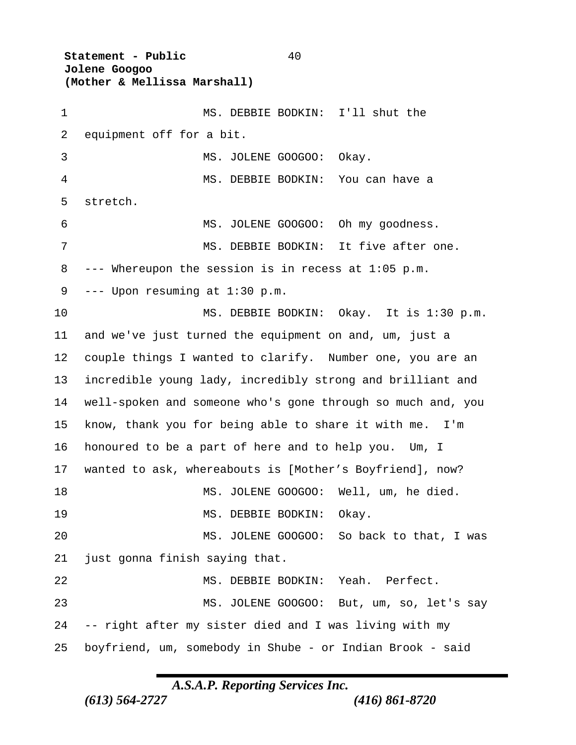MS. DEBBIE BODKIN: I'll shut the equipment off for a bit.

MS. JOLENE GOOGOO: Okay.

MS. DEBBIE BODKIN: You can have a stretch.

MS. JOLENE GOOGOO: Oh my goodness.

MS. DEBBIE BODKIN: It five after one.

--- Whereupon the session is in recess at 1:05 p.m.

--- Upon resuming at 1:30 p.m.

MS. DEBBIE BODKIN: Okay. It is 1:30 p.m. and we've just turned the equipment on and, um, just a couple things I wanted to clarify. Number one, you are an incredible young lady, incredibly strong and brilliant and well-spoken and someone who's gone through so much and, you know, thank you for being able to share it with me. I'm honoured to be a part of here and to help you. Um, I wanted to ask, whereabouts is [Mother's Boyfriend], now?

MS. JOLENE GOOGOO: Well, um, he died.

MS. DEBBIE BODKIN: Okay.

MS. JOLENE GOOGOO: So back to that, I was just gonna finish saying that.

MS. DEBBIE BODKIN: Yeah. Perfect.

MS. JOLENE GOOGOO: But, um, so, let's say -- right after my sister died and I was living with my boyfriend, um, somebody in Shube - or Indian Brook - said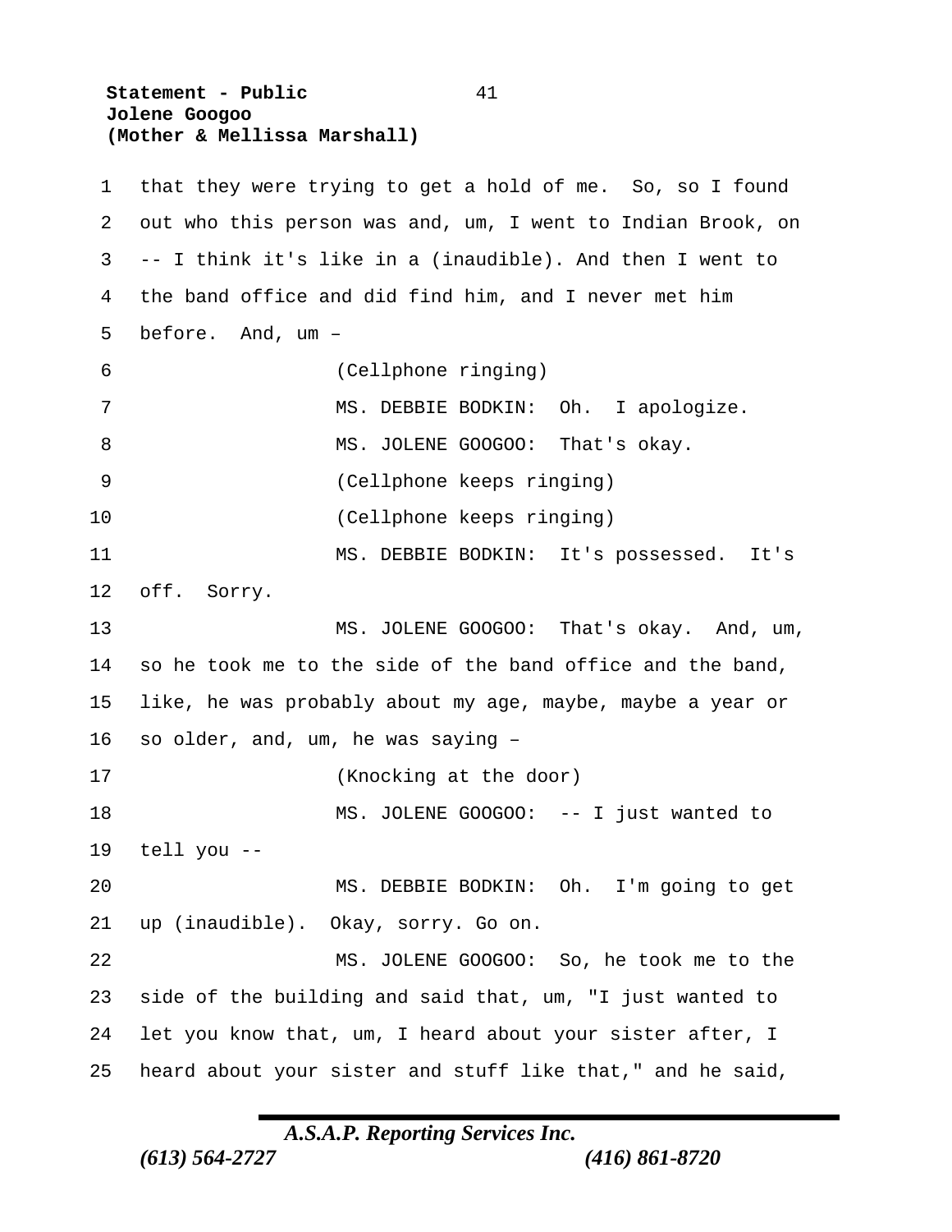that they were trying to get a hold of me. So, so I found out who this person was and, um, I went to Indian Brook, on -- I think it's like in a (inaudible). And then I went to the band office and did find him, and I never met him before. And, um –

(Cellphone ringing)

MS. DEBBIE BODKIN: Oh. I apologize.

MS. JOLENE GOOGOO: That's okay.

(Cellphone keeps ringing)

(Cellphone keeps ringing)

MS. DEBBIE BODKIN: It's possessed. It's off. Sorry.

MS. JOLENE GOOGOO: That's okay. And, um, so he took me to the side of the band office and the band, like, he was probably about my age, maybe, maybe a year or so older, and, um, he was saying –

(Knocking at the door)

MS. JOLENE GOOGOO: -- I just wanted to tell you --

MS. DEBBIE BODKIN: Oh. I'm going to get up (inaudible). Okay, sorry. Go on.

MS. JOLENE GOOGOO: So, he took me to the side of the building and said that, um, "I just wanted to let you know that, um, I heard about your sister after, I heard about your sister and stuff like that," and he said,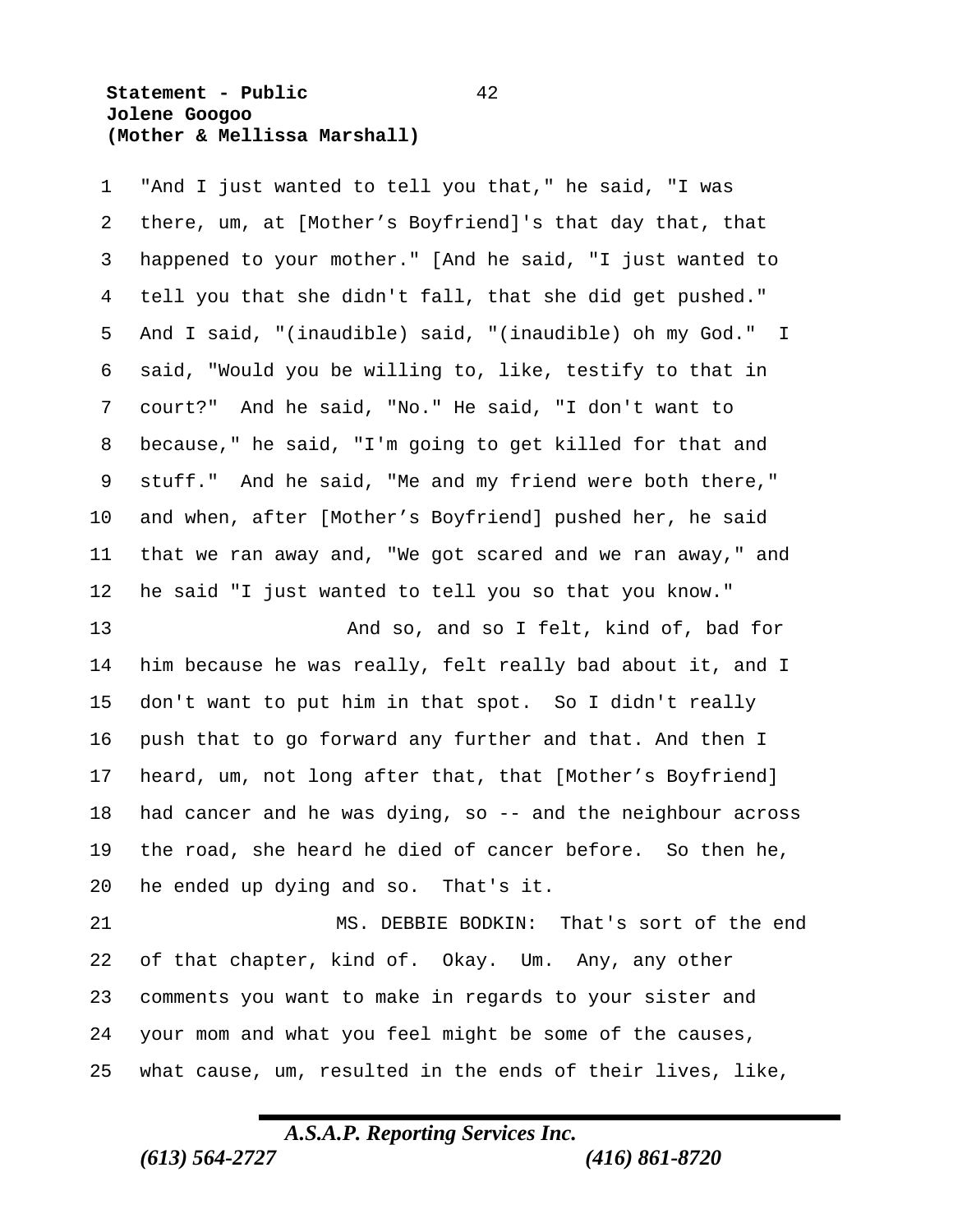"And I just wanted to tell you that," he said, "I was there, um, at [Mother's Boyfriend]'s that day that, that happened to your mother." [And he said, "I just wanted to tell you that she didn't fall, that she did get pushed." And I said, "(inaudible) said, "(inaudible) oh my God." I said, "Would you be willing to, like, testify to that in court?" And he said, "No." He said, "I don't want to because," he said, "I'm going to get killed for that and stuff." And he said, "Me and my friend were both there," and when, after [Mother's Boyfriend] pushed her, he said that we ran away and, "We got scared and we ran away," and he said "I just wanted to tell you so that you know."

And so, and so I felt, kind of, bad for him because he was really, felt really bad about it, and I don't want to put him in that spot. So I didn't really push that to go forward any further and that. And then I heard, um, not long after that, that [Mother's Boyfriend] had cancer and he was dying, so -- and the neighbour across the road, she heard he died of cancer before. So then he, he ended up dying and so. That's it.

MS. DEBBIE BODKIN: That's sort of the end of that chapter, kind of. Okay. Um. Any, any other comments you want to make in regards to your sister and your mom and what you feel might be some of the causes, what cause, um, resulted in the ends of their lives, like,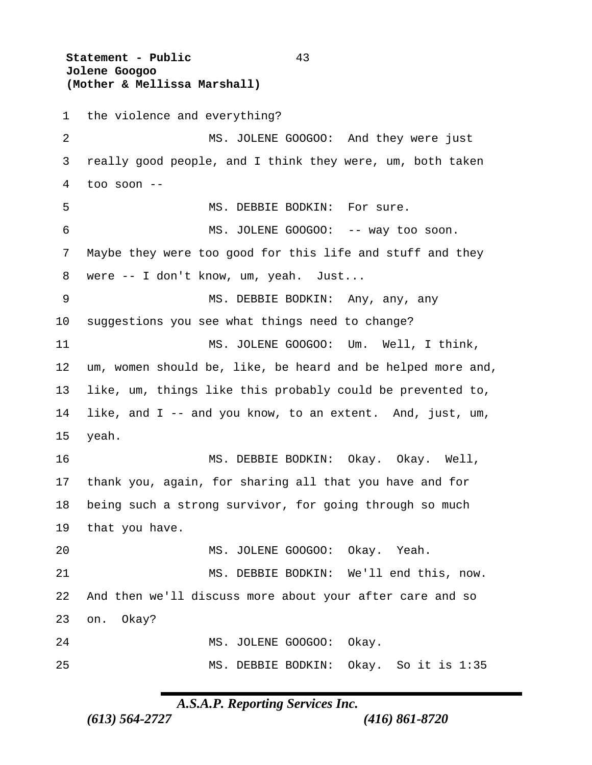the violence and everything?

MS. JOLENE GOOGOO: And they were just really good people, and I think they were, um, both taken too soon --

MS. DEBBIE BODKIN: For sure.

MS. JOLENE GOOGOO: -- way too soon. Maybe they were too good for this life and stuff and they were -- I don't know, um, yeah. Just...

MS. DEBBIE BODKIN: Any, any, any suggestions you see what things need to change?

MS. JOLENE GOOGOO: Um. Well, I think, um, women should be, like, be heard and be helped more and, like, um, things like this probably could be prevented to, like, and I -- and you know, to an extent. And, just, um, yeah.

MS. DEBBIE BODKIN: Okay. Okay. Well, thank you, again, for sharing all that you have and for being such a strong survivor, for going through so much that you have.

MS. JOLENE GOOGOO: Okay. Yeah.

MS. DEBBIE BODKIN: We'll end this, now. And then we'll discuss more about your after care and so on. Okay?

MS. JOLENE GOOGOO: Okay.

MS. DEBBIE BODKIN: Okay. So it is 1:35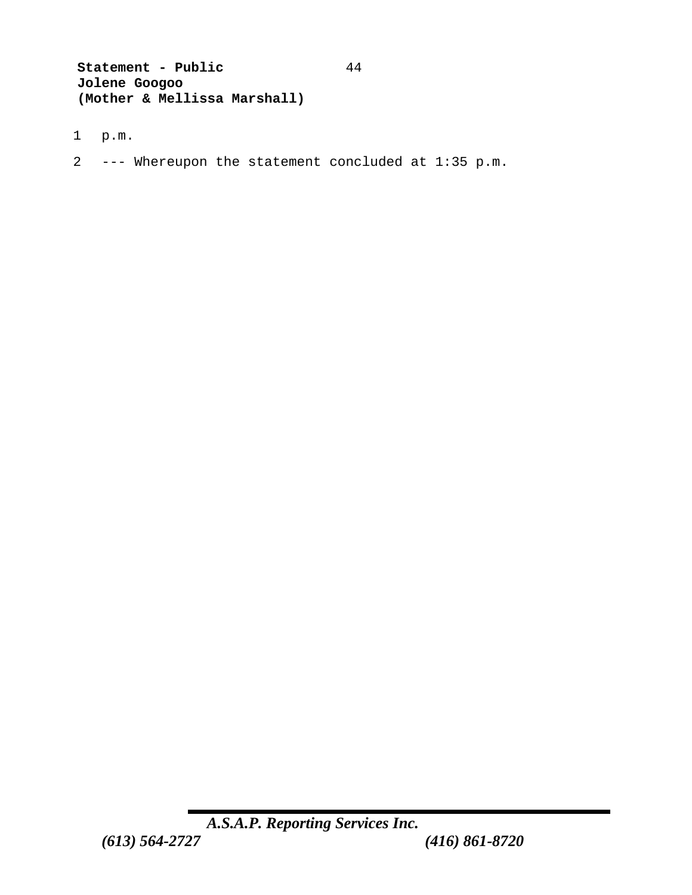p.m.

--- Whereupon the statement concluded at 1:35 p.m.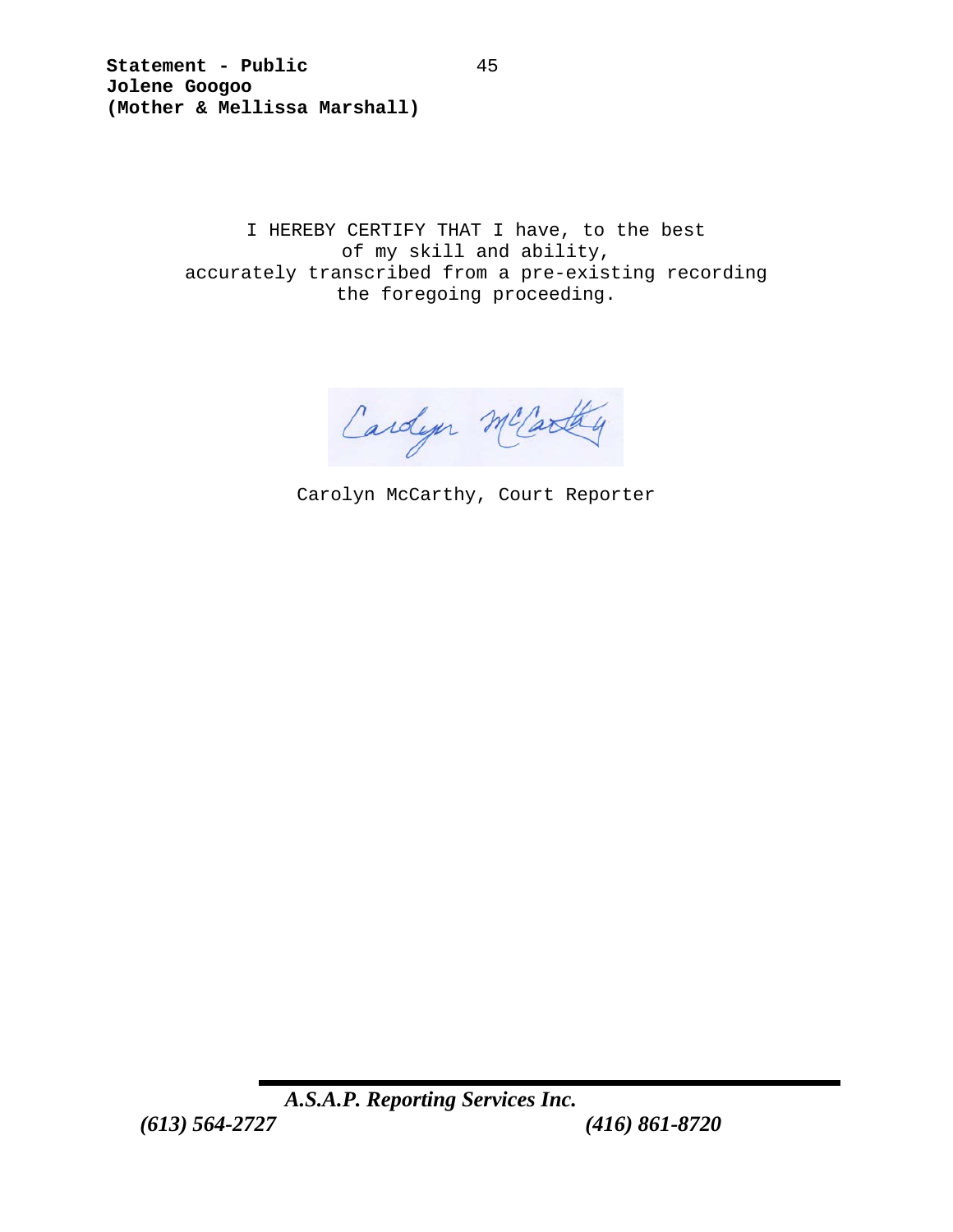I HEREBY CERTIFY THAT I have, to the best of my skill and ability, accurately transcribed from a pre-existing recording the foregoing proceeding.

Carolyn McCarthy

Carolyn McCarthy, Court Reporter